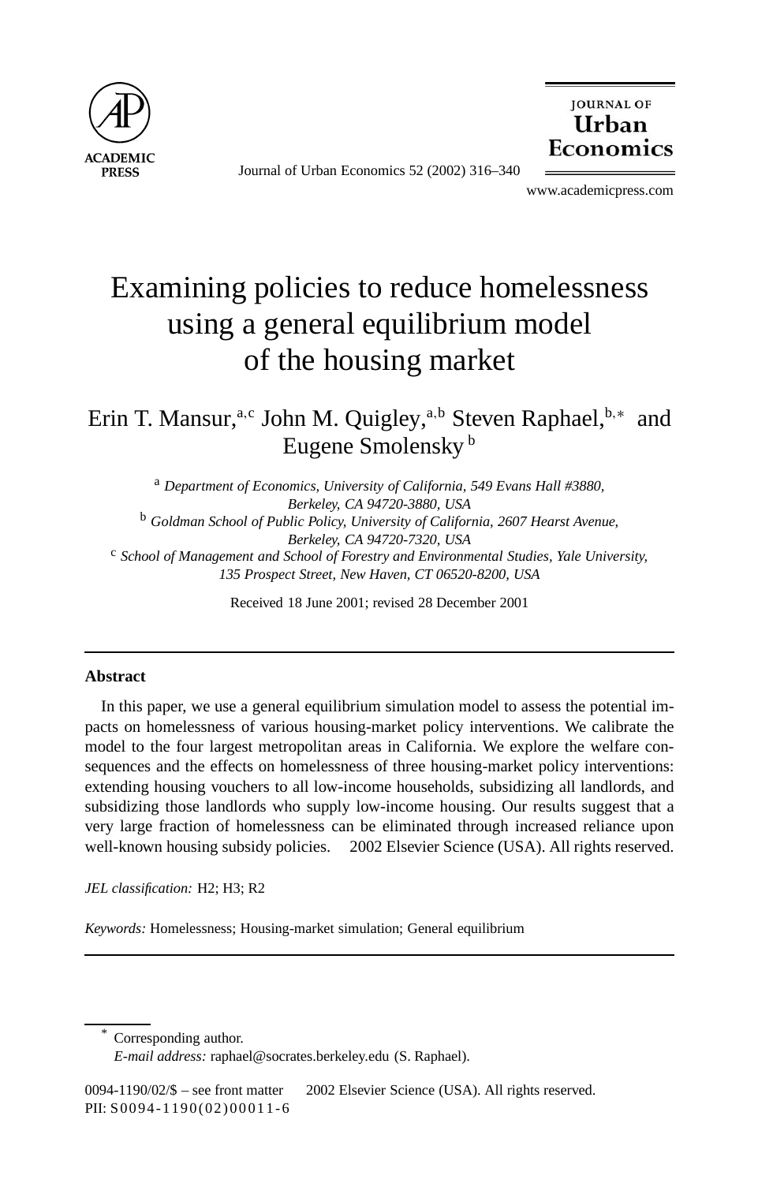# Examining policies to reduce homelessness using a general equilibrium model of the housing market

Erin T. Mansur,[a,c] John M. Quigley,[a,b] Steven Raphael,[b,*] and Eugene Smolensky[b]

[a] *Department of Economics, University of California, 549 Evans Hall #3880, Berkeley, CA 94720-3880, USA*

[b] *Goldman School of Public Policy, University of California, 2607 Hearst Avenue, Berkeley, CA 94720-7320, USA*

[c] *School of Management and School of Forestry and Environmental Studies, Yale University, 135 Prospect Street, New Haven, CT 06520-8200, USA*

Received 18 June 2001; revised 28 December 2001

---

**Abstract**

In this paper, we use a general equilibrium simulation model to assess the potential impacts on homelessness of various housing-market policy interventions. We calibrate the model to the four largest metropolitan areas in California. We explore the welfare consequences and the effects on homelessness of three housing-market policy interventions: extending housing vouchers to all low-income households, subsidizing all landlords, and subsidizing those landlords who supply low-income housing. Our results suggest that a very large fraction of homelessness can be eliminated through increased reliance upon well-known housing subsidy policies. © 2002 Elsevier Science (USA). All rights reserved.

*JEL classification:* H2; H3; R2

*Keywords:* Homelessness; Housing-market simulation; General equilibrium

---

\* Corresponding author.
*E-mail address:* raphael@socrates.berkeley.edu (S. Raphael).

0094-1190/02/$ – see front matter © 2002 Elsevier Science (USA). All rights reserved.
PII: S0094-1190(02)00011-6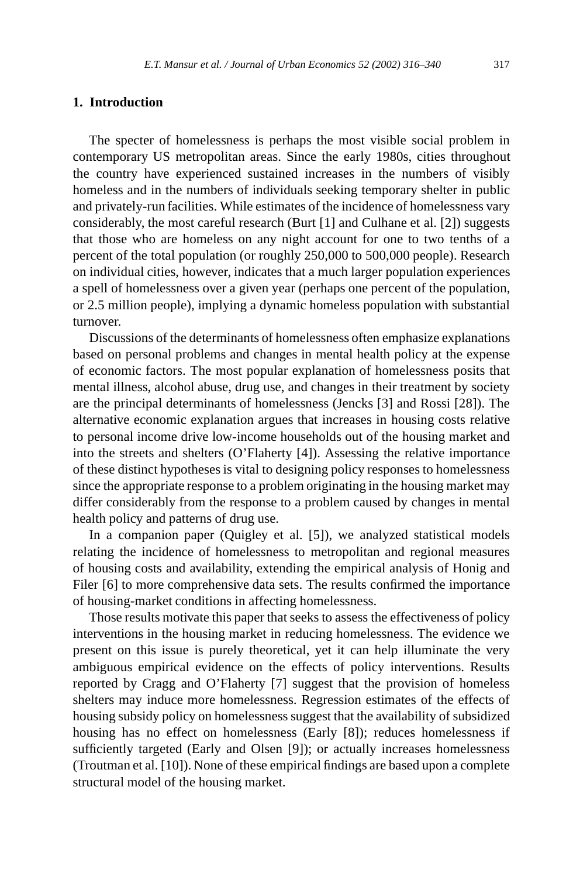## 1. Introduction

The specter of homelessness is perhaps the most visible social problem in contemporary US metropolitan areas. Since the early 1980s, cities throughout the country have experienced sustained increases in the numbers of visibly homeless and in the numbers of individuals seeking temporary shelter in public and privately-run facilities. While estimates of the incidence of homelessness vary considerably, the most careful research (Burt [1] and Culhane et al. [2]) suggests that those who are homeless on any night account for one to two tenths of a percent of the total population (or roughly 250,000 to 500,000 people). Research on individual cities, however, indicates that a much larger population experiences a spell of homelessness over a given year (perhaps one percent of the population, or 2.5 million people), implying a dynamic homeless population with substantial turnover.

Discussions of the determinants of homelessness often emphasize explanations based on personal problems and changes in mental health policy at the expense of economic factors. The most popular explanation of homelessness posits that mental illness, alcohol abuse, drug use, and changes in their treatment by society are the principal determinants of homelessness (Jencks [3] and Rossi [28]). The alternative economic explanation argues that increases in housing costs relative to personal income drive low-income households out of the housing market and into the streets and shelters (O'Flaherty [4]). Assessing the relative importance of these distinct hypotheses is vital to designing policy responses to homelessness since the appropriate response to a problem originating in the housing market may differ considerably from the response to a problem caused by changes in mental health policy and patterns of drug use.

In a companion paper (Quigley et al. [5]), we analyzed statistical models relating the incidence of homelessness to metropolitan and regional measures of housing costs and availability, extending the empirical analysis of Honig and Filer [6] to more comprehensive data sets. The results confirmed the importance of housing-market conditions in affecting homelessness.

Those results motivate this paper that seeks to assess the effectiveness of policy interventions in the housing market in reducing homelessness. The evidence we present on this issue is purely theoretical, yet it can help illuminate the very ambiguous empirical evidence on the effects of policy interventions. Results reported by Cragg and O'Flaherty [7] suggest that the provision of homeless shelters may induce more homelessness. Regression estimates of the effects of housing subsidy policy on homelessness suggest that the availability of subsidized housing has no effect on homelessness (Early [8]); reduces homelessness if sufficiently targeted (Early and Olsen [9]); or actually increases homelessness (Troutman et al. [10]). None of these empirical findings are based upon a complete structural model of the housing market.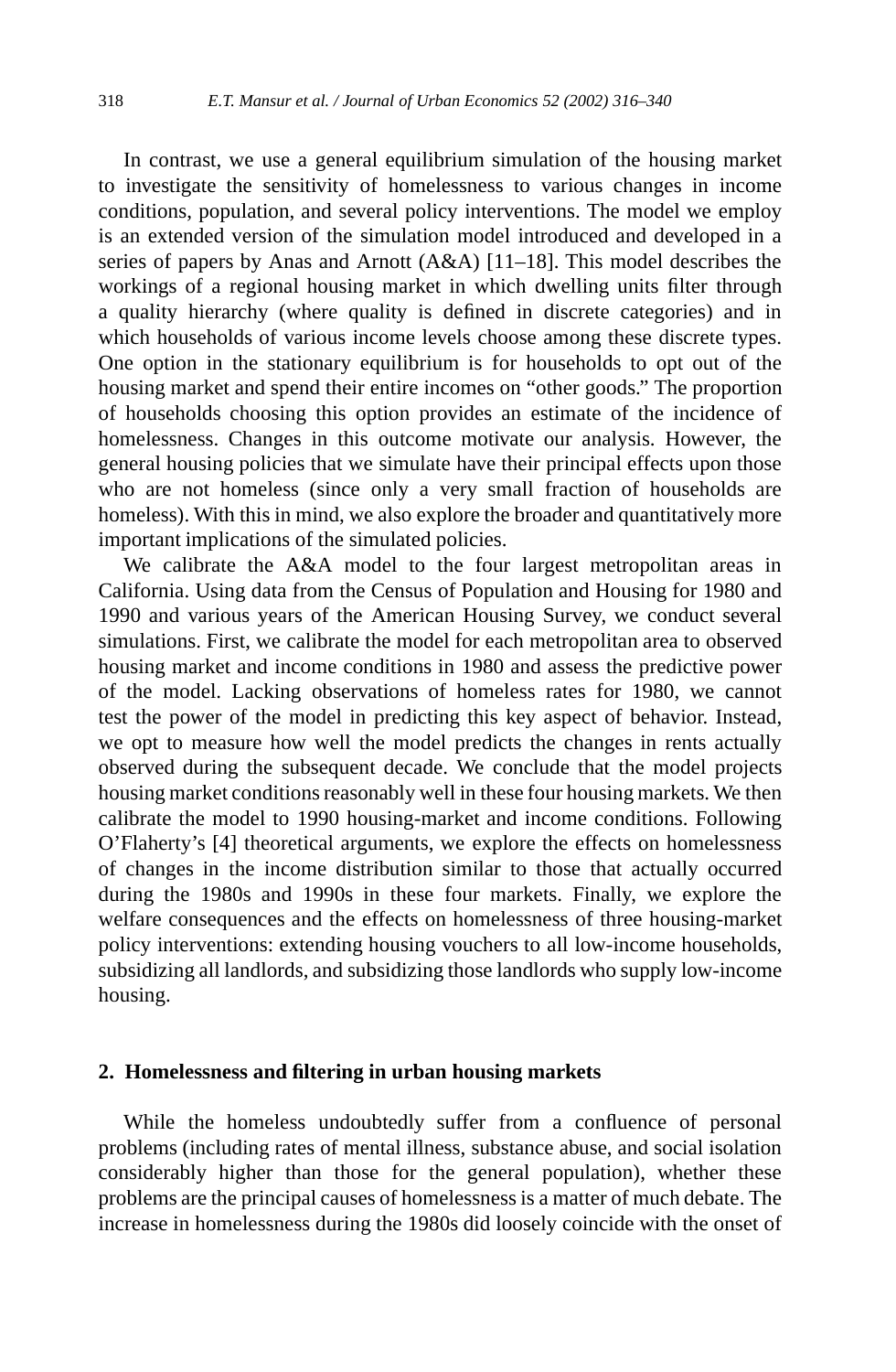In contrast, we use a general equilibrium simulation of the housing market to investigate the sensitivity of homelessness to various changes in income conditions, population, and several policy interventions. The model we employ is an extended version of the simulation model introduced and developed in a series of papers by Anas and Arnott (A&A) [11–18]. This model describes the workings of a regional housing market in which dwelling units filter through a quality hierarchy (where quality is defined in discrete categories) and in which households of various income levels choose among these discrete types. One option in the stationary equilibrium is for households to opt out of the housing market and spend their entire incomes on "other goods." The proportion of households choosing this option provides an estimate of the incidence of homelessness. Changes in this outcome motivate our analysis. However, the general housing policies that we simulate have their principal effects upon those who are not homeless (since only a very small fraction of households are homeless). With this in mind, we also explore the broader and quantitatively more important implications of the simulated policies.

We calibrate the A&A model to the four largest metropolitan areas in California. Using data from the Census of Population and Housing for 1980 and 1990 and various years of the American Housing Survey, we conduct several simulations. First, we calibrate the model for each metropolitan area to observed housing market and income conditions in 1980 and assess the predictive power of the model. Lacking observations of homeless rates for 1980, we cannot test the power of the model in predicting this key aspect of behavior. Instead, we opt to measure how well the model predicts the changes in rents actually observed during the subsequent decade. We conclude that the model projects housing market conditions reasonably well in these four housing markets. We then calibrate the model to 1990 housing-market and income conditions. Following O'Flaherty's [4] theoretical arguments, we explore the effects on homelessness of changes in the income distribution similar to those that actually occurred during the 1980s and 1990s in these four markets. Finally, we explore the welfare consequences and the effects on homelessness of three housing-market policy interventions: extending housing vouchers to all low-income households, subsidizing all landlords, and subsidizing those landlords who supply low-income housing.

## 2. Homelessness and filtering in urban housing markets

While the homeless undoubtedly suffer from a confluence of personal problems (including rates of mental illness, substance abuse, and social isolation considerably higher than those for the general population), whether these problems are the principal causes of homelessness is a matter of much debate. The increase in homelessness during the 1980s did loosely coincide with the onset of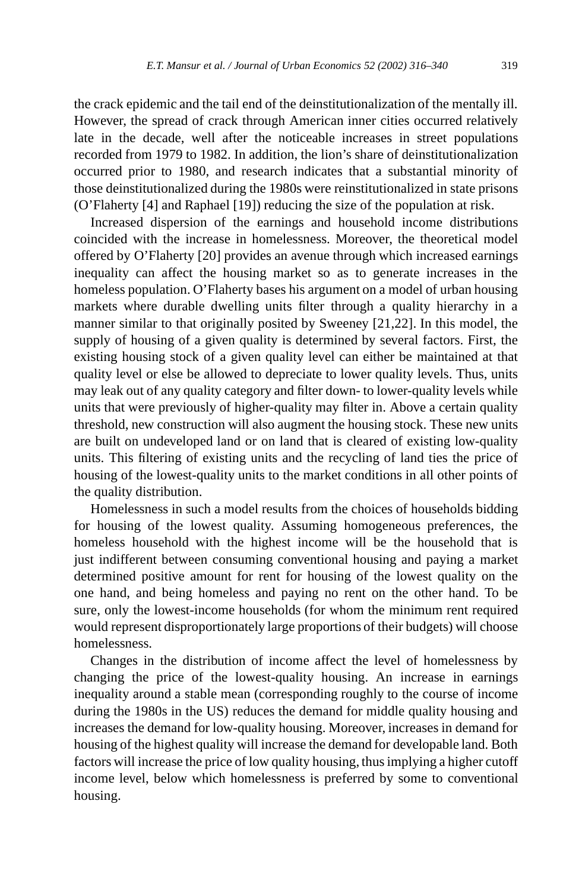the crack epidemic and the tail end of the deinstitutionalization of the mentally ill. However, the spread of crack through American inner cities occurred relatively late in the decade, well after the noticeable increases in street populations recorded from 1979 to 1982. In addition, the lion's share of deinstitutionalization occurred prior to 1980, and research indicates that a substantial minority of those deinstitutionalized during the 1980s were reinstitutionalized in state prisons (O'Flaherty [4] and Raphael [19]) reducing the size of the population at risk.

Increased dispersion of the earnings and household income distributions coincided with the increase in homelessness. Moreover, the theoretical model offered by O'Flaherty [20] provides an avenue through which increased earnings inequality can affect the housing market so as to generate increases in the homeless population. O'Flaherty bases his argument on a model of urban housing markets where durable dwelling units filter through a quality hierarchy in a manner similar to that originally posited by Sweeney [21,22]. In this model, the supply of housing of a given quality is determined by several factors. First, the existing housing stock of a given quality level can either be maintained at that quality level or else be allowed to depreciate to lower quality levels. Thus, units may leak out of any quality category and filter down- to lower-quality levels while units that were previously of higher-quality may filter in. Above a certain quality threshold, new construction will also augment the housing stock. These new units are built on undeveloped land or on land that is cleared of existing low-quality units. This filtering of existing units and the recycling of land ties the price of housing of the lowest-quality units to the market conditions in all other points of the quality distribution.

Homelessness in such a model results from the choices of households bidding for housing of the lowest quality. Assuming homogeneous preferences, the homeless household with the highest income will be the household that is just indifferent between consuming conventional housing and paying a market determined positive amount for rent for housing of the lowest quality on the one hand, and being homeless and paying no rent on the other hand. To be sure, only the lowest-income households (for whom the minimum rent required would represent disproportionately large proportions of their budgets) will choose homelessness.

Changes in the distribution of income affect the level of homelessness by changing the price of the lowest-quality housing. An increase in earnings inequality around a stable mean (corresponding roughly to the course of income during the 1980s in the US) reduces the demand for middle quality housing and increases the demand for low-quality housing. Moreover, increases in demand for housing of the highest quality will increase the demand for developable land. Both factors will increase the price of low quality housing, thus implying a higher cutoff income level, below which homelessness is preferred by some to conventional housing.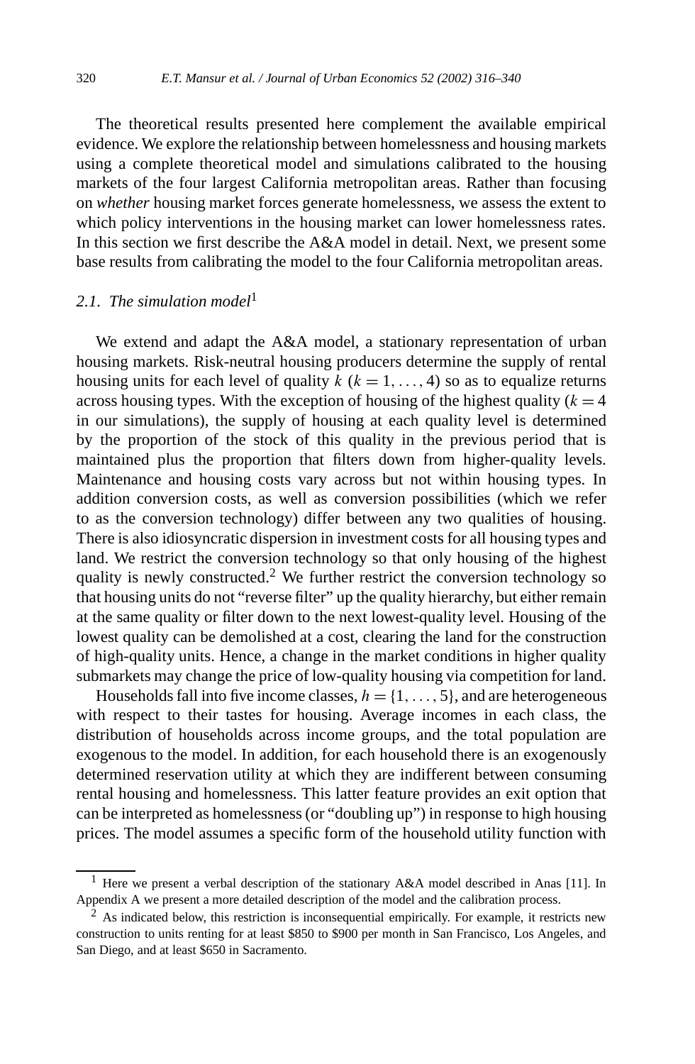The theoretical results presented here complement the available empirical evidence. We explore the relationship between homelessness and housing markets using a complete theoretical model and simulations calibrated to the housing markets of the four largest California metropolitan areas. Rather than focusing on *whether* housing market forces generate homelessness, we assess the extent to which policy interventions in the housing market can lower homelessness rates. In this section we first describe the A&A model in detail. Next, we present some base results from calibrating the model to the four California metropolitan areas.

### 2.1. The simulation model[1]

We extend and adapt the A&A model, a stationary representation of urban housing markets. Risk-neutral housing producers determine the supply of rental housing units for each level of quality $k$ ($k = 1, \ldots, 4$) so as to equalize returns across housing types. With the exception of housing of the highest quality ($k = 4$ in our simulations), the supply of housing at each quality level is determined by the proportion of the stock of this quality in the previous period that is maintained plus the proportion that filters down from higher-quality levels. Maintenance and housing costs vary across but not within housing types. In addition conversion costs, as well as conversion possibilities (which we refer to as the conversion technology) differ between any two qualities of housing. There is also idiosyncratic dispersion in investment costs for all housing types and land. We restrict the conversion technology so that only housing of the highest quality is newly constructed.[2] We further restrict the conversion technology so that housing units do not "reverse filter" up the quality hierarchy, but either remain at the same quality or filter down to the next lowest-quality level. Housing of the lowest quality can be demolished at a cost, clearing the land for the construction of high-quality units. Hence, a change in the market conditions in higher quality submarkets may change the price of low-quality housing via competition for land.

Households fall into five income classes, $h = \{1, \ldots, 5\}$, and are heterogeneous with respect to their tastes for housing. Average incomes in each class, the distribution of households across income groups, and the total population are exogenous to the model. In addition, for each household there is an exogenously determined reservation utility at which they are indifferent between consuming rental housing and homelessness. This latter feature provides an exit option that can be interpreted as homelessness (or "doubling up") in response to high housing prices. The model assumes a specific form of the household utility function with

---

[1] Here we present a verbal description of the stationary A&A model described in Anas [11]. In Appendix A we present a more detailed description of the model and the calibration process.

[2] As indicated below, this restriction is inconsequential empirically. For example, it restricts new construction to units renting for at least \$850 to \$900 per month in San Francisco, Los Angeles, and San Diego, and at least \$650 in Sacramento.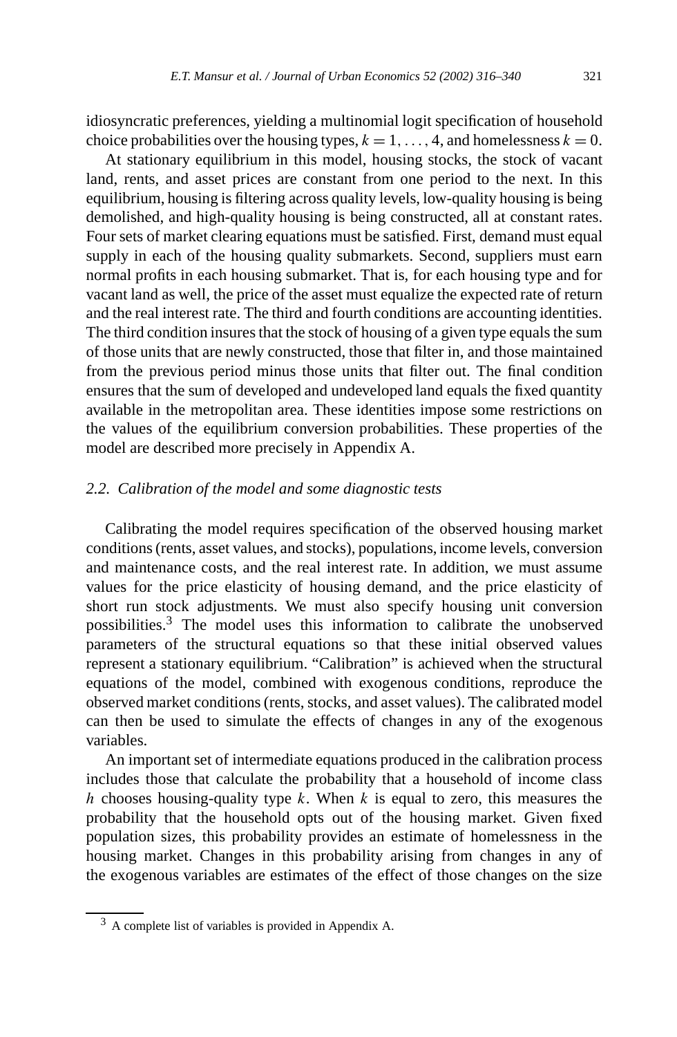idiosyncratic preferences, yielding a multinomial logit specification of household choice probabilities over the housing types, $k = 1, \ldots, 4$, and homelessness $k = 0$.

At stationary equilibrium in this model, housing stocks, the stock of vacant land, rents, and asset prices are constant from one period to the next. In this equilibrium, housing is filtering across quality levels, low-quality housing is being demolished, and high-quality housing is being constructed, all at constant rates. Four sets of market clearing equations must be satisfied. First, demand must equal supply in each of the housing quality submarkets. Second, suppliers must earn normal profits in each housing submarket. That is, for each housing type and for vacant land as well, the price of the asset must equalize the expected rate of return and the real interest rate. The third and fourth conditions are accounting identities. The third condition insures that the stock of housing of a given type equals the sum of those units that are newly constructed, those that filter in, and those maintained from the previous period minus those units that filter out. The final condition ensures that the sum of developed and undeveloped land equals the fixed quantity available in the metropolitan area. These identities impose some restrictions on the values of the equilibrium conversion probabilities. These properties of the model are described more precisely in Appendix A.

### 2.2. *Calibration of the model and some diagnostic tests*

Calibrating the model requires specification of the observed housing market conditions (rents, asset values, and stocks), populations, income levels, conversion and maintenance costs, and the real interest rate. In addition, we must assume values for the price elasticity of housing demand, and the price elasticity of short run stock adjustments. We must also specify housing unit conversion possibilities.[3] The model uses this information to calibrate the unobserved parameters of the structural equations so that these initial observed values represent a stationary equilibrium. "Calibration" is achieved when the structural equations of the model, combined with exogenous conditions, reproduce the observed market conditions (rents, stocks, and asset values). The calibrated model can then be used to simulate the effects of changes in any of the exogenous variables.

An important set of intermediate equations produced in the calibration process includes those that calculate the probability that a household of income class $h$ chooses housing-quality type $k$. When $k$ is equal to zero, this measures the probability that the household opts out of the housing market. Given fixed population sizes, this probability provides an estimate of homelessness in the housing market. Changes in this probability arising from changes in any of the exogenous variables are estimates of the effect of those changes on the size

[3] A complete list of variables is provided in Appendix A.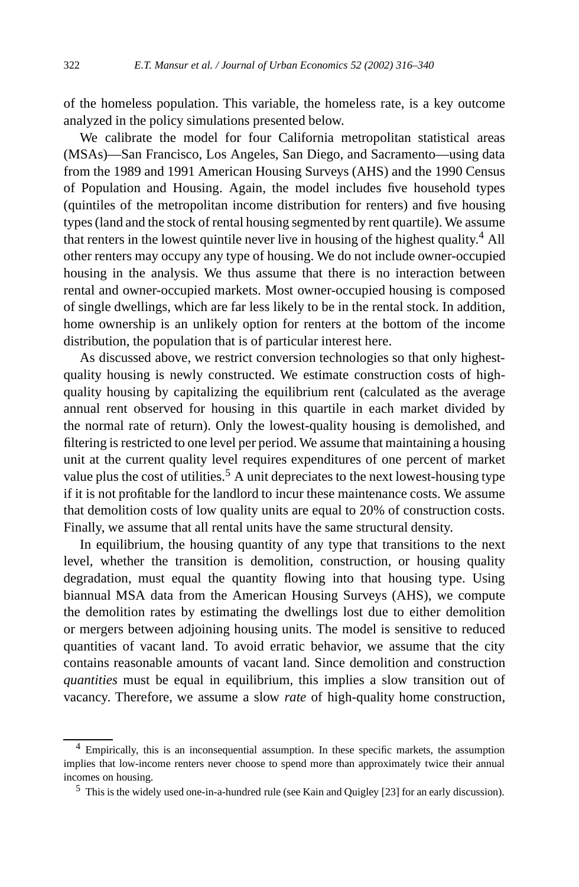of the homeless population. This variable, the homeless rate, is a key outcome analyzed in the policy simulations presented below.

We calibrate the model for four California metropolitan statistical areas (MSAs)—San Francisco, Los Angeles, San Diego, and Sacramento—using data from the 1989 and 1991 American Housing Surveys (AHS) and the 1990 Census of Population and Housing. Again, the model includes five household types (quintiles of the metropolitan income distribution for renters) and five housing types (land and the stock of rental housing segmented by rent quartile). We assume that renters in the lowest quintile never live in housing of the highest quality.[4] All other renters may occupy any type of housing. We do not include owner-occupied housing in the analysis. We thus assume that there is no interaction between rental and owner-occupied markets. Most owner-occupied housing is composed of single dwellings, which are far less likely to be in the rental stock. In addition, home ownership is an unlikely option for renters at the bottom of the income distribution, the population that is of particular interest here.

As discussed above, we restrict conversion technologies so that only highest-quality housing is newly constructed. We estimate construction costs of high-quality housing by capitalizing the equilibrium rent (calculated as the average annual rent observed for housing in this quartile in each market divided by the normal rate of return). Only the lowest-quality housing is demolished, and filtering is restricted to one level per period. We assume that maintaining a housing unit at the current quality level requires expenditures of one percent of market value plus the cost of utilities.[5] A unit depreciates to the next lowest-housing type if it is not profitable for the landlord to incur these maintenance costs. We assume that demolition costs of low quality units are equal to 20% of construction costs. Finally, we assume that all rental units have the same structural density.

In equilibrium, the housing quantity of any type that transitions to the next level, whether the transition is demolition, construction, or housing quality degradation, must equal the quantity flowing into that housing type. Using biannual MSA data from the American Housing Surveys (AHS), we compute the demolition rates by estimating the dwellings lost due to either demolition or mergers between adjoining housing units. The model is sensitive to reduced quantities of vacant land. To avoid erratic behavior, we assume that the city contains reasonable amounts of vacant land. Since demolition and construction *quantities* must be equal in equilibrium, this implies a slow transition out of vacancy. Therefore, we assume a slow *rate* of high-quality home construction,

[4] Empirically, this is an inconsequential assumption. In these specific markets, the assumption implies that low-income renters never choose to spend more than approximately twice their annual incomes on housing.

[5] This is the widely used one-in-a-hundred rule (see Kain and Quigley [23] for an early discussion).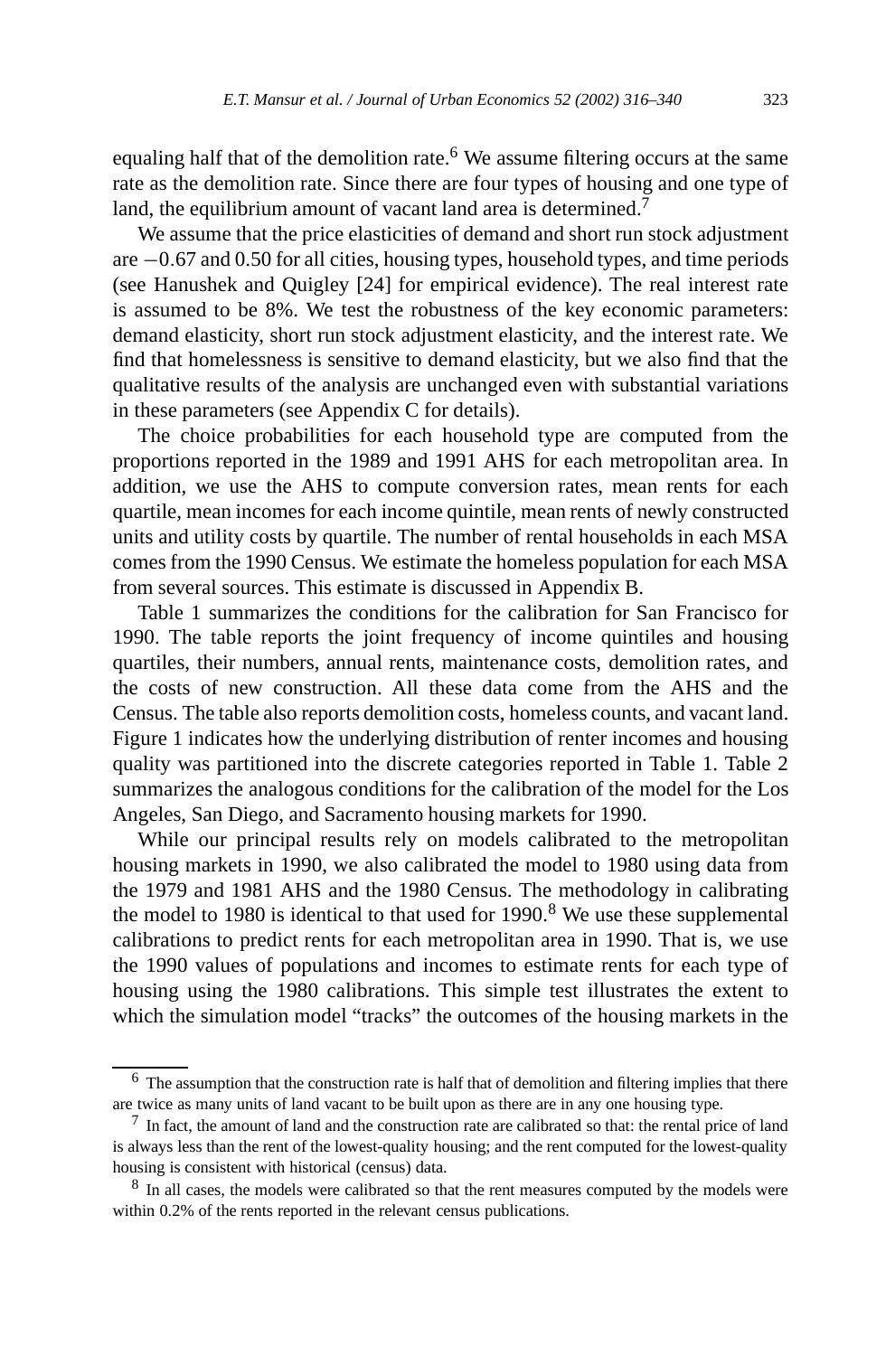equaling half that of the demolition rate.[6] We assume filtering occurs at the same rate as the demolition rate. Since there are four types of housing and one type of land, the equilibrium amount of vacant land area is determined.[7]

We assume that the price elasticities of demand and short run stock adjustment are $-0.67$ and 0.50 for all cities, housing types, household types, and time periods (see Hanushek and Quigley [24] for empirical evidence). The real interest rate is assumed to be 8%. We test the robustness of the key economic parameters: demand elasticity, short run stock adjustment elasticity, and the interest rate. We find that homelessness is sensitive to demand elasticity, but we also find that the qualitative results of the analysis are unchanged even with substantial variations in these parameters (see Appendix C for details).

The choice probabilities for each household type are computed from the proportions reported in the 1989 and 1991 AHS for each metropolitan area. In addition, we use the AHS to compute conversion rates, mean rents for each quartile, mean incomes for each income quintile, mean rents of newly constructed units and utility costs by quartile. The number of rental households in each MSA comes from the 1990 Census. We estimate the homeless population for each MSA from several sources. This estimate is discussed in Appendix B.

Table 1 summarizes the conditions for the calibration for San Francisco for 1990. The table reports the joint frequency of income quintiles and housing quartiles, their numbers, annual rents, maintenance costs, demolition rates, and the costs of new construction. All these data come from the AHS and the Census. The table also reports demolition costs, homeless counts, and vacant land. Figure 1 indicates how the underlying distribution of renter incomes and housing quality was partitioned into the discrete categories reported in Table 1. Table 2 summarizes the analogous conditions for the calibration of the model for the Los Angeles, San Diego, and Sacramento housing markets for 1990.

While our principal results rely on models calibrated to the metropolitan housing markets in 1990, we also calibrated the model to 1980 using data from the 1979 and 1981 AHS and the 1980 Census. The methodology in calibrating the model to 1980 is identical to that used for 1990.[8] We use these supplemental calibrations to predict rents for each metropolitan area in 1990. That is, we use the 1990 values of populations and incomes to estimate rents for each type of housing using the 1980 calibrations. This simple test illustrates the extent to which the simulation model "tracks" the outcomes of the housing markets in the

---

[6] The assumption that the construction rate is half that of demolition and filtering implies that there are twice as many units of land vacant to be built upon as there are in any one housing type.

[7] In fact, the amount of land and the construction rate are calibrated so that: the rental price of land is always less than the rent of the lowest-quality housing; and the rent computed for the lowest-quality housing is consistent with historical (census) data.

[8] In all cases, the models were calibrated so that the rent measures computed by the models were within 0.2% of the rents reported in the relevant census publications.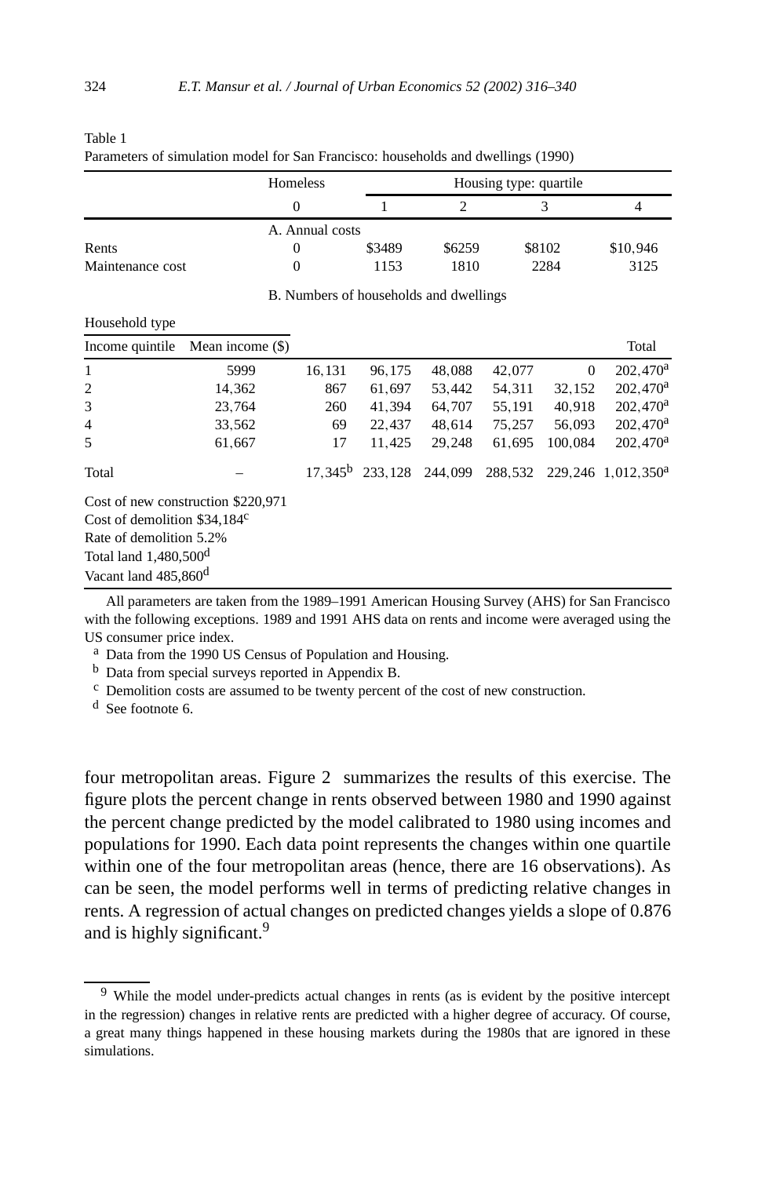Table 1
Parameters of simulation model for San Francisco: households and dwellings (1990)

| | | Homeless | Housing type: quartile | | | | |
|---|---|---|---|---|---|---|---|
| | | 0 | 1 | 2 | 3 | 4 | |
| | | A. Annual costs | | | | | |
| Rents | | 0 | $3489 | $6259 | $8102 | $10,946 | |
| Maintenance cost | | 0 | 1153 | 1810 | 2284 | 3125 | |
| | | B. Numbers of households and dwellings | | | | | |
| Household type | | | | | | | |
| Income quintile | Mean income ($) | | | | | | Total |
| 1 | 5999 | 16,131 | 96,175 | 48,088 | 42,077 | 0 | 202,470[a] |
| 2 | 14,362 | 867 | 61,697 | 53,442 | 54,311 | 32,152 | 202,470[a] |
| 3 | 23,764 | 260 | 41,394 | 64,707 | 55,191 | 40,918 | 202,470[a] |
| 4 | 33,562 | 69 | 22,437 | 48,614 | 75,257 | 56,093 | 202,470[a] |
| 5 | 61,667 | 17 | 11,425 | 29,248 | 61,695 | 100,084 | 202,470[a] |
| Total | – | 17,345[b] | 233,128 | 244,099 | 288,532 | 229,246 | 1,012,350[a] |

Cost of new construction $220,971
Cost of demolition $34,184[c]
Rate of demolition 5.2%
Total land 1,480,500[d]
Vacant land 485,860[d]

All parameters are taken from the 1989–1991 American Housing Survey (AHS) for San Francisco with the following exceptions. 1989 and 1991 AHS data on rents and income were averaged using the US consumer price index.

[a] Data from the 1990 US Census of Population and Housing.

[b] Data from special surveys reported in Appendix B.

[c] Demolition costs are assumed to be twenty percent of the cost of new construction.

[d] See footnote 6.

four metropolitan areas. Figure 2 summarizes the results of this exercise. The figure plots the percent change in rents observed between 1980 and 1990 against the percent change predicted by the model calibrated to 1980 using incomes and populations for 1990. Each data point represents the changes within one quartile within one of the four metropolitan areas (hence, there are 16 observations). As can be seen, the model performs well in terms of predicting relative changes in rents. A regression of actual changes on predicted changes yields a slope of 0.876 and is highly significant.[9]

[9] While the model under-predicts actual changes in rents (as is evident by the positive intercept in the regression) changes in relative rents are predicted with a higher degree of accuracy. Of course, a great many things happened in these housing markets during the 1980s that are ignored in these simulations.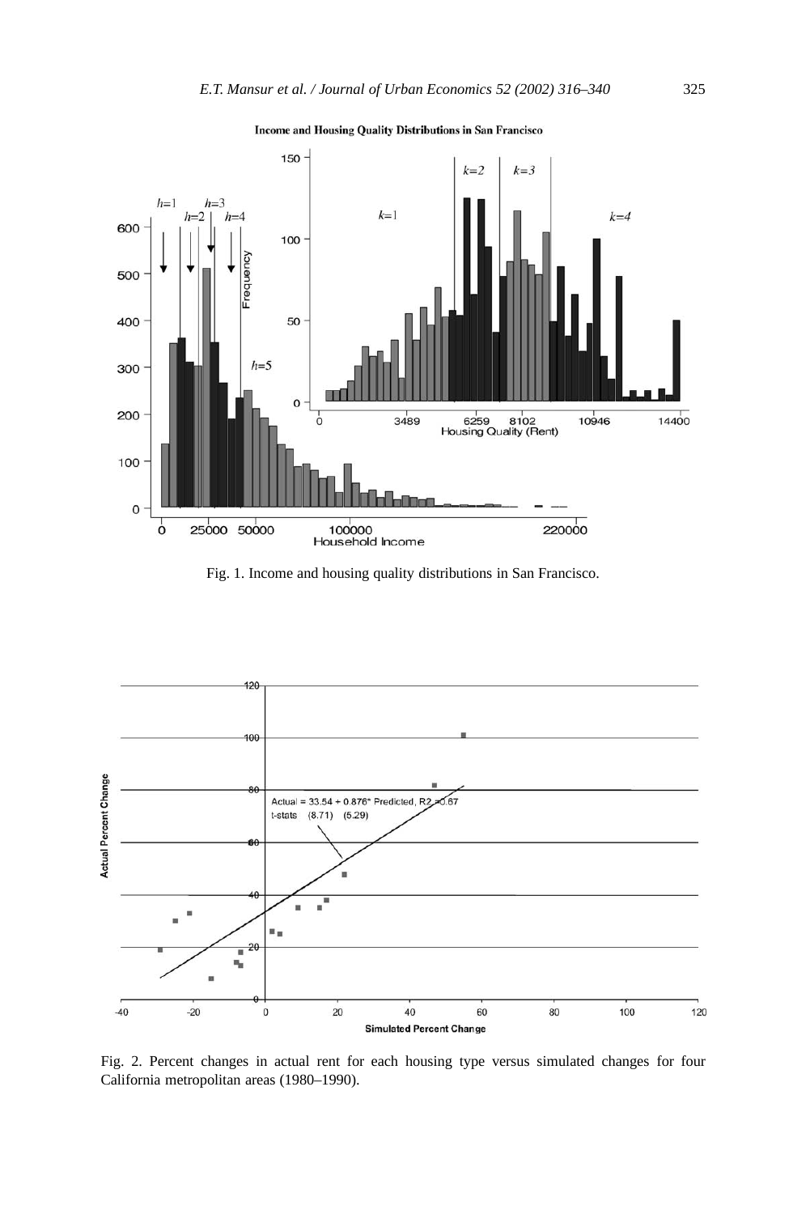Fig. 1. Income and housing quality distributions in San Francisco.

Fig. 2. Percent changes in actual rent for each housing type versus simulated changes for four California metropolitan areas (1980–1990).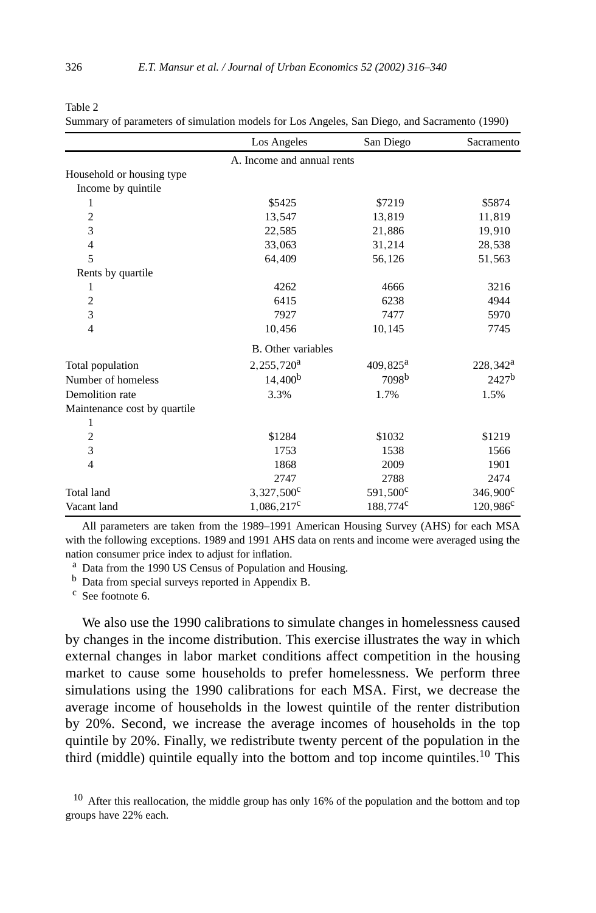Table 2
Summary of parameters of simulation models for Los Angeles, San Diego, and Sacramento (1990)

| | Los Angeles | San Diego | Sacramento |
|---|---|---|---|
| | A. Income and annual rents | | |
| Household or housing type | | | |
| Income by quintile | | | |
| 1 | $5425 | $7219 | $5874 |
| 2 | 13,547 | 13,819 | 11,819 |
| 3 | 22,585 | 21,886 | 19,910 |
| 4 | 33,063 | 31,214 | 28,538 |
| 5 | 64,409 | 56,126 | 51,563 |
| Rents by quartile | | | |
| 1 | 4262 | 4666 | 3216 |
| 2 | 6415 | 6238 | 4944 |
| 3 | 7927 | 7477 | 5970 |
| 4 | 10,456 | 10,145 | 7745 |
| | B. Other variables | | |
| Total population | 2,255,720[a] | 409,825[a] | 228,342[a] |
| Number of homeless | 14,400[b] | 7098[b] | 2427[b] |
| Demolition rate | 3.3% | 1.7% | 1.5% |
| Maintenance cost by quartile | | | |
| 1 | | | |
| 2 | $1284 | $1032 | $1219 |
| 3 | 1753 | 1538 | 1566 |
| 4 | 1868 | 2009 | 1901 |
| | 2747 | 2788 | 2474 |
| Total land | 3,327,500[c] | 591,500[c] | 346,900[c] |
| Vacant land | 1,086,217[c] | 188,774[c] | 120,986[c] |

All parameters are taken from the 1989–1991 American Housing Survey (AHS) for each MSA with the following exceptions. 1989 and 1991 AHS data on rents and income were averaged using the nation consumer price index to adjust for inflation.

[a] Data from the 1990 US Census of Population and Housing.

[b] Data from special surveys reported in Appendix B.

[c] See footnote 6.

We also use the 1990 calibrations to simulate changes in homelessness caused by changes in the income distribution. This exercise illustrates the way in which external changes in labor market conditions affect competition in the housing market to cause some households to prefer homelessness. We perform three simulations using the 1990 calibrations for each MSA. First, we decrease the average income of households in the lowest quintile of the renter distribution by 20%. Second, we increase the average incomes of households in the top quintile by 20%. Finally, we redistribute twenty percent of the population in the third (middle) quintile equally into the bottom and top income quintiles.[10] This

[10] After this reallocation, the middle group has only 16% of the population and the bottom and top groups have 22% each.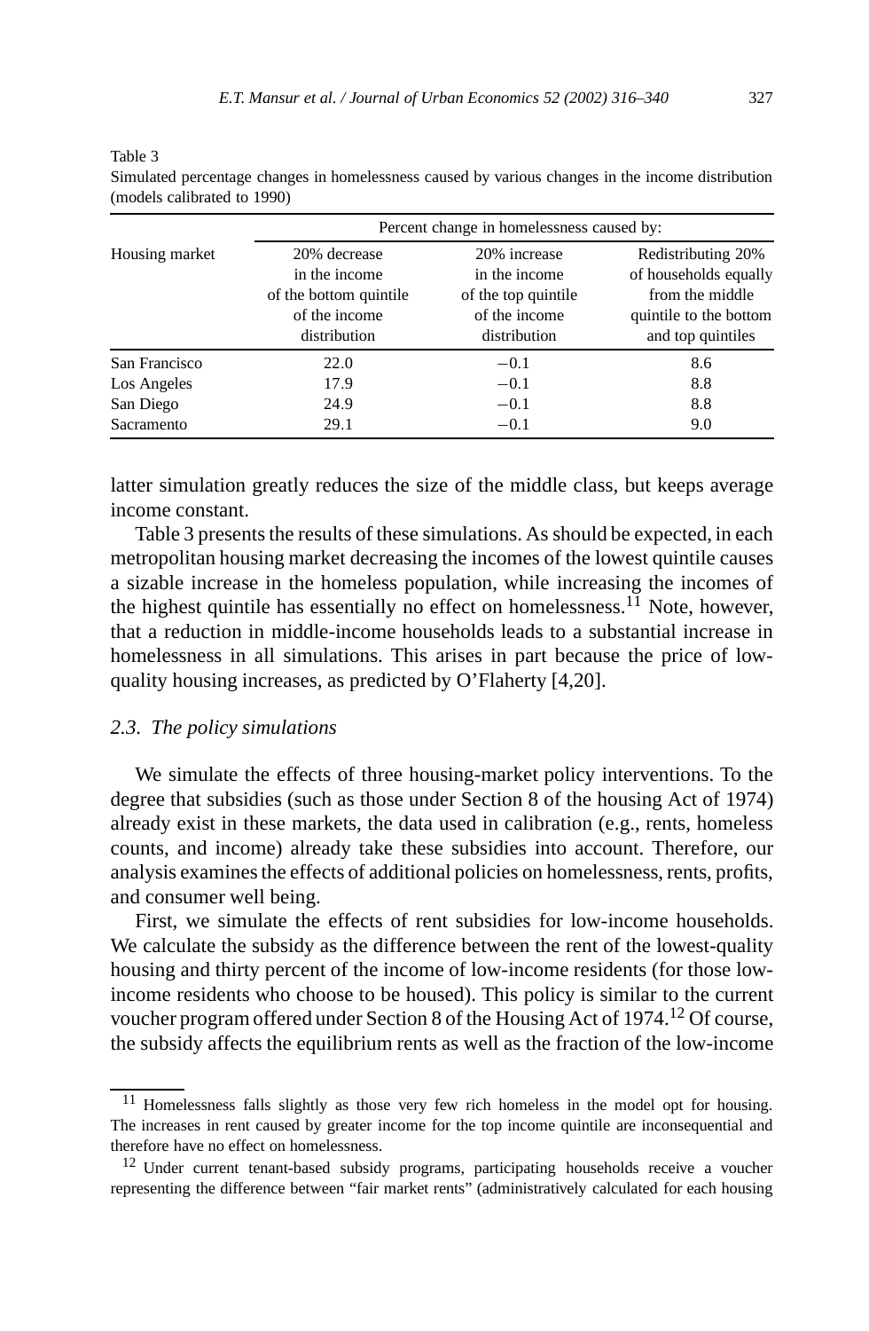Table 3
Simulated percentage changes in homelessness caused by various changes in the income distribution (models calibrated to 1990)

| Housing market | Percent change in homelessness caused by: | | |
|---|---|---|---|
| | 20% decrease in the income of the bottom quintile of the income distribution | 20% increase in the income of the top quintile of the income distribution | Redistributing 20% of households equally from the middle quintile to the bottom and top quintiles |
| San Francisco | 22.0 | −0.1 | 8.6 |
| Los Angeles | 17.9 | −0.1 | 8.8 |
| San Diego | 24.9 | −0.1 | 8.8 |
| Sacramento | 29.1 | −0.1 | 9.0 |

latter simulation greatly reduces the size of the middle class, but keeps average income constant.

Table 3 presents the results of these simulations. As should be expected, in each metropolitan housing market decreasing the incomes of the lowest quintile causes a sizable increase in the homeless population, while increasing the incomes of the highest quintile has essentially no effect on homelessness.[11] Note, however, that a reduction in middle-income households leads to a substantial increase in homelessness in all simulations. This arises in part because the price of low-quality housing increases, as predicted by O'Flaherty [4,20].

### 2.3. *The policy simulations*

We simulate the effects of three housing-market policy interventions. To the degree that subsidies (such as those under Section 8 of the housing Act of 1974) already exist in these markets, the data used in calibration (e.g., rents, homeless counts, and income) already take these subsidies into account. Therefore, our analysis examines the effects of additional policies on homelessness, rents, profits, and consumer well being.

First, we simulate the effects of rent subsidies for low-income households. We calculate the subsidy as the difference between the rent of the lowest-quality housing and thirty percent of the income of low-income residents (for those low-income residents who choose to be housed). This policy is similar to the current voucher program offered under Section 8 of the Housing Act of 1974.[12] Of course, the subsidy affects the equilibrium rents as well as the fraction of the low-income

[11] Homelessness falls slightly as those very few rich homeless in the model opt for housing. The increases in rent caused by greater income for the top income quintile are inconsequential and therefore have no effect on homelessness.

[12] Under current tenant-based subsidy programs, participating households receive a voucher representing the difference between "fair market rents" (administratively calculated for each housing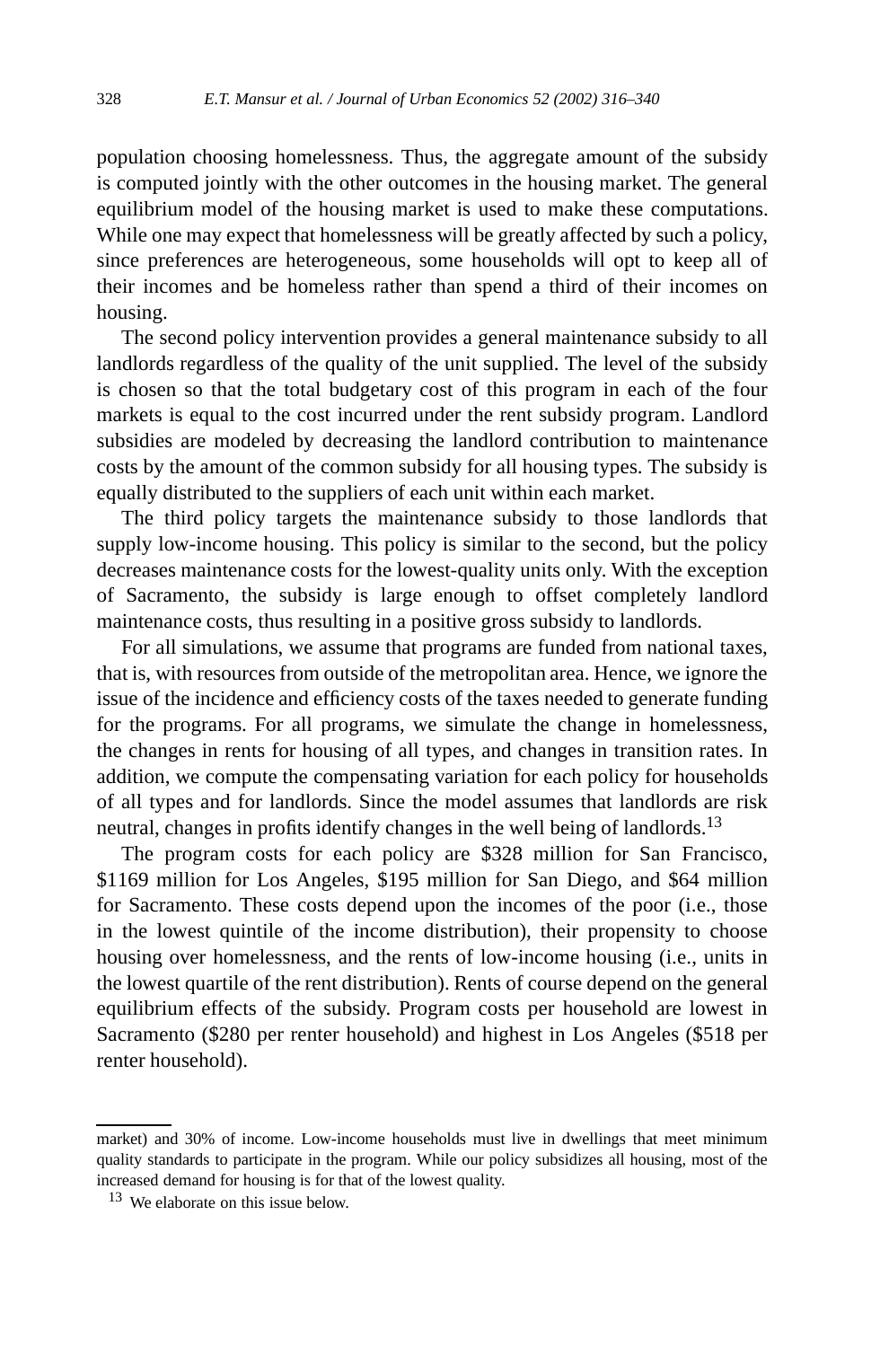population choosing homelessness. Thus, the aggregate amount of the subsidy is computed jointly with the other outcomes in the housing market. The general equilibrium model of the housing market is used to make these computations. While one may expect that homelessness will be greatly affected by such a policy, since preferences are heterogeneous, some households will opt to keep all of their incomes and be homeless rather than spend a third of their incomes on housing.

The second policy intervention provides a general maintenance subsidy to all landlords regardless of the quality of the unit supplied. The level of the subsidy is chosen so that the total budgetary cost of this program in each of the four markets is equal to the cost incurred under the rent subsidy program. Landlord subsidies are modeled by decreasing the landlord contribution to maintenance costs by the amount of the common subsidy for all housing types. The subsidy is equally distributed to the suppliers of each unit within each market.

The third policy targets the maintenance subsidy to those landlords that supply low-income housing. This policy is similar to the second, but the policy decreases maintenance costs for the lowest-quality units only. With the exception of Sacramento, the subsidy is large enough to offset completely landlord maintenance costs, thus resulting in a positive gross subsidy to landlords.

For all simulations, we assume that programs are funded from national taxes, that is, with resources from outside of the metropolitan area. Hence, we ignore the issue of the incidence and efficiency costs of the taxes needed to generate funding for the programs. For all programs, we simulate the change in homelessness, the changes in rents for housing of all types, and changes in transition rates. In addition, we compute the compensating variation for each policy for households of all types and for landlords. Since the model assumes that landlords are risk neutral, changes in profits identify changes in the well being of landlords.[13]

The program costs for each policy are \$328 million for San Francisco, \$1169 million for Los Angeles, \$195 million for San Diego, and \$64 million for Sacramento. These costs depend upon the incomes of the poor (i.e., those in the lowest quintile of the income distribution), their propensity to choose housing over homelessness, and the rents of low-income housing (i.e., units in the lowest quartile of the rent distribution). Rents of course depend on the general equilibrium effects of the subsidy. Program costs per household are lowest in Sacramento (\$280 per renter household) and highest in Los Angeles (\$518 per renter household).

---

market) and 30% of income. Low-income households must live in dwellings that meet minimum quality standards to participate in the program. While our policy subsidizes all housing, most of the increased demand for housing is for that of the lowest quality.

[13] We elaborate on this issue below.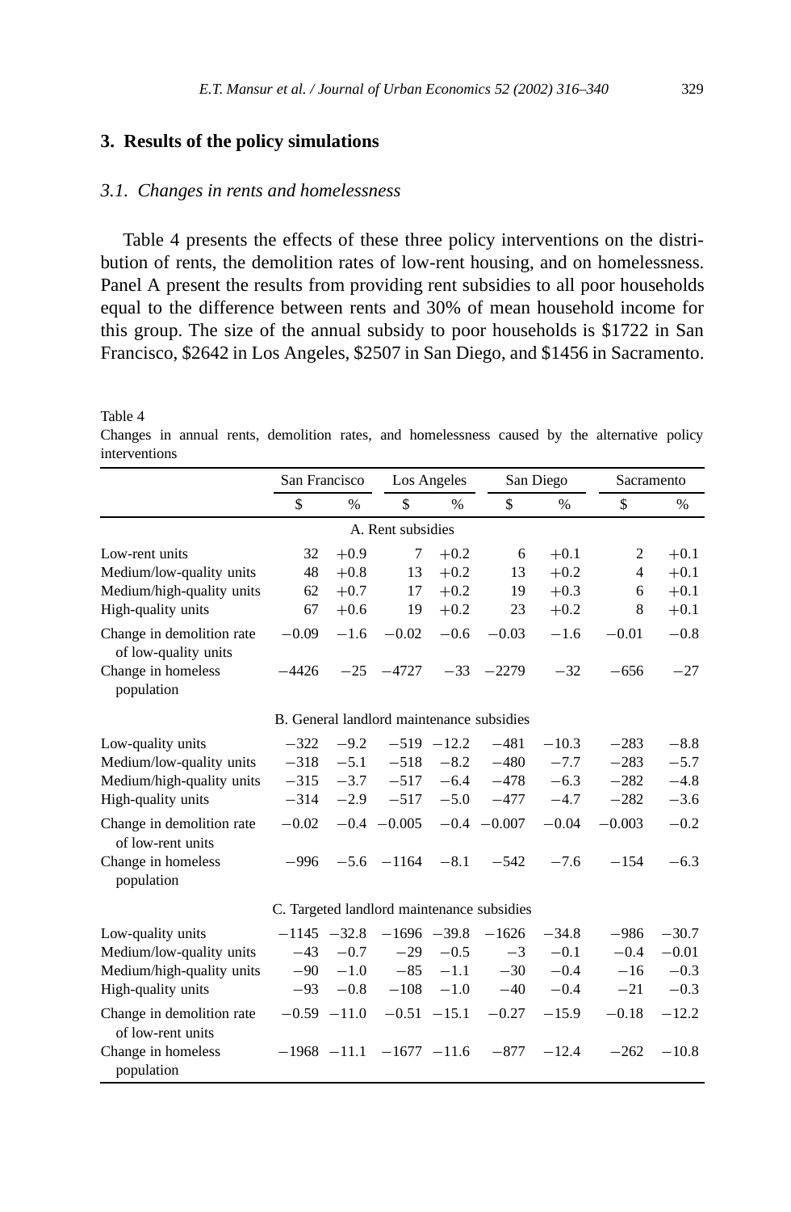## 3. Results of the policy simulations

### 3.1. Changes in rents and homelessness

Table 4 presents the effects of these three policy interventions on the distribution of rents, the demolition rates of low-rent housing, and on homelessness. Panel A present the results from providing rent subsidies to all poor households equal to the difference between rents and 30% of mean household income for this group. The size of the annual subsidy to poor households is $1722 in San Francisco, $2642 in Los Angeles, $2507 in San Diego, and $1456 in Sacramento.

Table 4
Changes in annual rents, demolition rates, and homelessness caused by the alternative policy interventions

| | San Francisco | | Los Angeles | | San Diego | | Sacramento | |
|---|---|---|---|---|---|---|---|---|
| | $ | % | $ | % | $ | % | $ | % |
| **A. Rent subsidies** | | | | | | | | |
| Low-rent units | 32 | +0.9 | 7 | +0.2 | 6 | +0.1 | 2 | +0.1 |
| Medium/low-quality units | 48 | +0.8 | 13 | +0.2 | 13 | +0.2 | 4 | +0.1 |
| Medium/high-quality units | 62 | +0.7 | 17 | +0.2 | 19 | +0.3 | 6 | +0.1 |
| High-quality units | 67 | +0.6 | 19 | +0.2 | 23 | +0.2 | 8 | +0.1 |
| Change in demolition rate of low-quality units | −0.09 | −1.6 | −0.02 | −0.6 | −0.03 | −1.6 | −0.01 | −0.8 |
| Change in homeless population | −4426 | −25 | −4727 | −33 | −2279 | −32 | −656 | −27 |
| **B. General landlord maintenance subsidies** | | | | | | | | |
| Low-quality units | −322 | −9.2 | −519 | −12.2 | −481 | −10.3 | −283 | −8.8 |
| Medium/low-quality units | −318 | −5.1 | −518 | −8.2 | −480 | −7.7 | −283 | −5.7 |
| Medium/high-quality units | −315 | −3.7 | −517 | −6.4 | −478 | −6.3 | −282 | −4.8 |
| High-quality units | −314 | −2.9 | −517 | −5.0 | −477 | −4.7 | −282 | −3.6 |
| Change in demolition rate of low-rent units | −0.02 | −0.4 | −0.005 | −0.4 | −0.007 | −0.04 | −0.003 | −0.2 |
| Change in homeless population | −996 | −5.6 | −1164 | −8.1 | −542 | −7.6 | −154 | −6.3 |
| **C. Targeted landlord maintenance subsidies** | | | | | | | | |
| Low-quality units | −1145 | −32.8 | −1696 | −39.8 | −1626 | −34.8 | −986 | −30.7 |
| Medium/low-quality units | −43 | −0.7 | −29 | −0.5 | −3 | −0.1 | −0.4 | −0.01 |
| Medium/high-quality units | −90 | −1.0 | −85 | −1.1 | −30 | −0.4 | −16 | −0.3 |
| High-quality units | −93 | −0.8 | −108 | −1.0 | −40 | −0.4 | −21 | −0.3 |
| Change in demolition rate of low-rent units | −0.59 | −11.0 | −0.51 | −15.1 | −0.27 | −15.9 | −0.18 | −12.2 |
| Change in homeless population | −1968 | −11.1 | −1677 | −11.6 | −877 | −12.4 | −262 | −10.8 |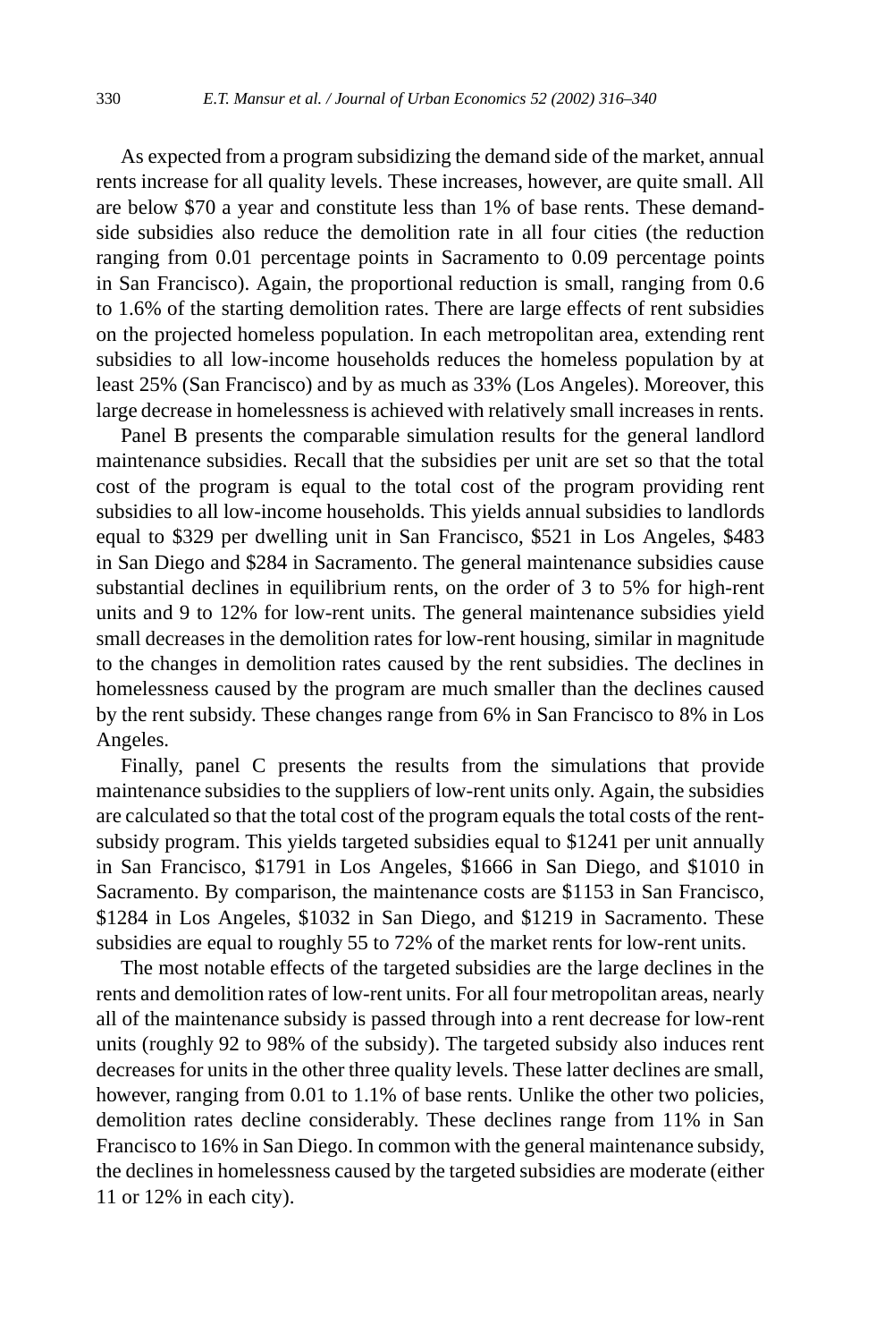As expected from a program subsidizing the demand side of the market, annual rents increase for all quality levels. These increases, however, are quite small. All are below $70 a year and constitute less than 1% of base rents. These demand-side subsidies also reduce the demolition rate in all four cities (the reduction ranging from 0.01 percentage points in Sacramento to 0.09 percentage points in San Francisco). Again, the proportional reduction is small, ranging from 0.6 to 1.6% of the starting demolition rates. There are large effects of rent subsidies on the projected homeless population. In each metropolitan area, extending rent subsidies to all low-income households reduces the homeless population by at least 25% (San Francisco) and by as much as 33% (Los Angeles). Moreover, this large decrease in homelessness is achieved with relatively small increases in rents.

Panel B presents the comparable simulation results for the general landlord maintenance subsidies. Recall that the subsidies per unit are set so that the total cost of the program is equal to the total cost of the program providing rent subsidies to all low-income households. This yields annual subsidies to landlords equal to $329 per dwelling unit in San Francisco, $521 in Los Angeles, $483 in San Diego and $284 in Sacramento. The general maintenance subsidies cause substantial declines in equilibrium rents, on the order of 3 to 5% for high-rent units and 9 to 12% for low-rent units. The general maintenance subsidies yield small decreases in the demolition rates for low-rent housing, similar in magnitude to the changes in demolition rates caused by the rent subsidies. The declines in homelessness caused by the program are much smaller than the declines caused by the rent subsidy. These changes range from 6% in San Francisco to 8% in Los Angeles.

Finally, panel C presents the results from the simulations that provide maintenance subsidies to the suppliers of low-rent units only. Again, the subsidies are calculated so that the total cost of the program equals the total costs of the rent-subsidy program. This yields targeted subsidies equal to $1241 per unit annually in San Francisco, $1791 in Los Angeles, $1666 in San Diego, and $1010 in Sacramento. By comparison, the maintenance costs are $1153 in San Francisco, $1284 in Los Angeles, $1032 in San Diego, and $1219 in Sacramento. These subsidies are equal to roughly 55 to 72% of the market rents for low-rent units.

The most notable effects of the targeted subsidies are the large declines in the rents and demolition rates of low-rent units. For all four metropolitan areas, nearly all of the maintenance subsidy is passed through into a rent decrease for low-rent units (roughly 92 to 98% of the subsidy). The targeted subsidy also induces rent decreases for units in the other three quality levels. These latter declines are small, however, ranging from 0.01 to 1.1% of base rents. Unlike the other two policies, demolition rates decline considerably. These declines range from 11% in San Francisco to 16% in San Diego. In common with the general maintenance subsidy, the declines in homelessness caused by the targeted subsidies are moderate (either 11 or 12% in each city).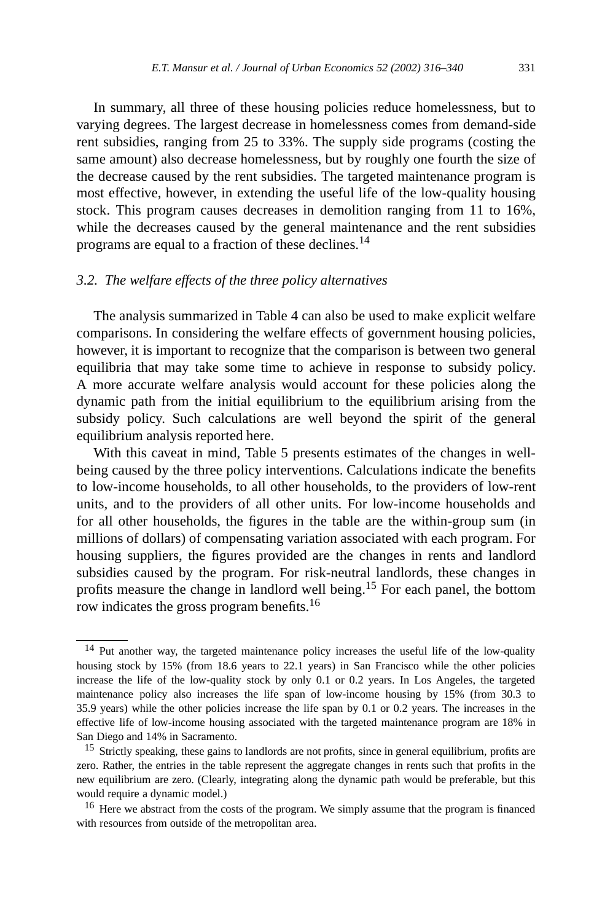In summary, all three of these housing policies reduce homelessness, but to varying degrees. The largest decrease in homelessness comes from demand-side rent subsidies, ranging from 25 to 33%. The supply side programs (costing the same amount) also decrease homelessness, but by roughly one fourth the size of the decrease caused by the rent subsidies. The targeted maintenance program is most effective, however, in extending the useful life of the low-quality housing stock. This program causes decreases in demolition ranging from 11 to 16%, while the decreases caused by the general maintenance and the rent subsidies programs are equal to a fraction of these declines.[14]

### 3.2. *The welfare effects of the three policy alternatives*

The analysis summarized in Table 4 can also be used to make explicit welfare comparisons. In considering the welfare effects of government housing policies, however, it is important to recognize that the comparison is between two general equilibria that may take some time to achieve in response to subsidy policy. A more accurate welfare analysis would account for these policies along the dynamic path from the initial equilibrium to the equilibrium arising from the subsidy policy. Such calculations are well beyond the spirit of the general equilibrium analysis reported here.

With this caveat in mind, Table 5 presents estimates of the changes in well-being caused by the three policy interventions. Calculations indicate the benefits to low-income households, to all other households, to the providers of low-rent units, and to the providers of all other units. For low-income households and for all other households, the figures in the table are the within-group sum (in millions of dollars) of compensating variation associated with each program. For housing suppliers, the figures provided are the changes in rents and landlord subsidies caused by the program. For risk-neutral landlords, these changes in profits measure the change in landlord well being.[15] For each panel, the bottom row indicates the gross program benefits.[16]

---

[14] Put another way, the targeted maintenance policy increases the useful life of the low-quality housing stock by 15% (from 18.6 years to 22.1 years) in San Francisco while the other policies increase the life of the low-quality stock by only 0.1 or 0.2 years. In Los Angeles, the targeted maintenance policy also increases the life span of low-income housing by 15% (from 30.3 to 35.9 years) while the other policies increase the life span by 0.1 or 0.2 years. The increases in the effective life of low-income housing associated with the targeted maintenance program are 18% in San Diego and 14% in Sacramento.

[15] Strictly speaking, these gains to landlords are not profits, since in general equilibrium, profits are zero. Rather, the entries in the table represent the aggregate changes in rents such that profits in the new equilibrium are zero. (Clearly, integrating along the dynamic path would be preferable, but this would require a dynamic model.)

[16] Here we abstract from the costs of the program. We simply assume that the program is financed with resources from outside of the metropolitan area.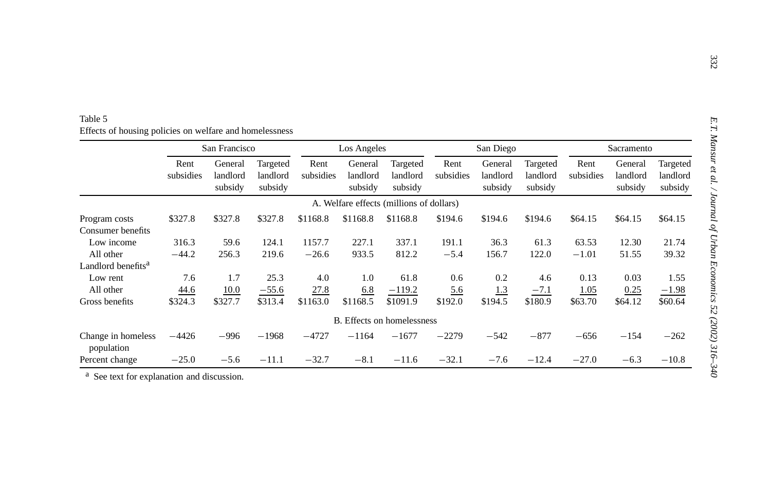Table 5
Effects of housing policies on welfare and homelessness

| | San Francisco | | | Los Angeles | | | San Diego | | | Sacramento | | |
|---|---|---|---|---|---|---|---|---|---|---|---|---|
| | Rent subsidies | General landlord subsidy | Targeted landlord subsidy | Rent subsidies | General landlord subsidy | Targeted landlord subsidy | Rent subsidies | General landlord subsidy | Targeted landlord subsidy | Rent subsidies | General landlord subsidy | Targeted landlord subsidy |
| *A. Welfare effects (millions of dollars)* | | | | | | | | | | | | |
| Program costs | \$327.8 | \$327.8 | \$327.8 | \$1168.8 | \$1168.8 | \$1168.8 | \$194.6 | \$194.6 | \$194.6 | \$64.15 | \$64.15 | \$64.15 |
| Consumer benefits | | | | | | | | | | | | |
| Low income | 316.3 | 59.6 | 124.1 | 1157.7 | 227.1 | 337.1 | 191.1 | 36.3 | 61.3 | 63.53 | 12.30 | 21.74 |
| All other | −44.2 | 256.3 | 219.6 | −26.6 | 933.5 | 812.2 | −5.4 | 156.7 | 122.0 | −1.01 | 51.55 | 39.32 |
| Landlord benefits[a] | | | | | | | | | | | | |
| Low rent | 7.6 | 1.7 | 25.3 | 4.0 | 1.0 | 61.8 | 0.6 | 0.2 | 4.6 | 0.13 | 0.03 | 1.55 |
| All other | 44.6 | 10.0 | −55.6 | 27.8 | 6.8 | −119.2 | 5.6 | 1.3 | −7.1 | 1.05 | 0.25 | −1.98 |
| Gross benefits | \$324.3 | \$327.7 | \$313.4 | \$1163.0 | \$1168.5 | \$1091.9 | \$192.0 | \$194.5 | \$180.9 | \$63.70 | \$64.12 | \$60.64 |
| *B. Effects on homelessness* | | | | | | | | | | | | |
| Change in homeless population | −4426 | −996 | −1968 | −4727 | −1164 | −1677 | −2279 | −542 | −877 | −656 | −154 | −262 |
| Percent change | −25.0 | −5.6 | −11.1 | −32.7 | −8.1 | −11.6 | −32.1 | −7.6 | −12.4 | −27.0 | −6.3 | −10.8 |

[a] See text for explanation and discussion.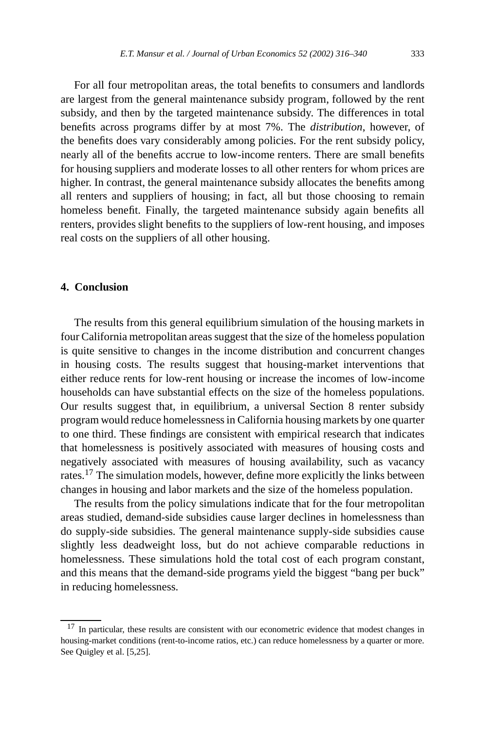For all four metropolitan areas, the total benefits to consumers and landlords are largest from the general maintenance subsidy program, followed by the rent subsidy, and then by the targeted maintenance subsidy. The differences in total benefits across programs differ by at most 7%. The *distribution*, however, of the benefits does vary considerably among policies. For the rent subsidy policy, nearly all of the benefits accrue to low-income renters. There are small benefits for housing suppliers and moderate losses to all other renters for whom prices are higher. In contrast, the general maintenance subsidy allocates the benefits among all renters and suppliers of housing; in fact, all but those choosing to remain homeless benefit. Finally, the targeted maintenance subsidy again benefits all renters, provides slight benefits to the suppliers of low-rent housing, and imposes real costs on the suppliers of all other housing.

## 4. Conclusion

The results from this general equilibrium simulation of the housing markets in four California metropolitan areas suggest that the size of the homeless population is quite sensitive to changes in the income distribution and concurrent changes in housing costs. The results suggest that housing-market interventions that either reduce rents for low-rent housing or increase the incomes of low-income households can have substantial effects on the size of the homeless populations. Our results suggest that, in equilibrium, a universal Section 8 renter subsidy program would reduce homelessness in California housing markets by one quarter to one third. These findings are consistent with empirical research that indicates that homelessness is positively associated with measures of housing costs and negatively associated with measures of housing availability, such as vacancy rates.[17] The simulation models, however, define more explicitly the links between changes in housing and labor markets and the size of the homeless population.

The results from the policy simulations indicate that for the four metropolitan areas studied, demand-side subsidies cause larger declines in homelessness than do supply-side subsidies. The general maintenance supply-side subsidies cause slightly less deadweight loss, but do not achieve comparable reductions in homelessness. These simulations hold the total cost of each program constant, and this means that the demand-side programs yield the biggest "bang per buck" in reducing homelessness.

---

[17] In particular, these results are consistent with our econometric evidence that modest changes in housing-market conditions (rent-to-income ratios, etc.) can reduce homelessness by a quarter or more. See Quigley et al. [5,25].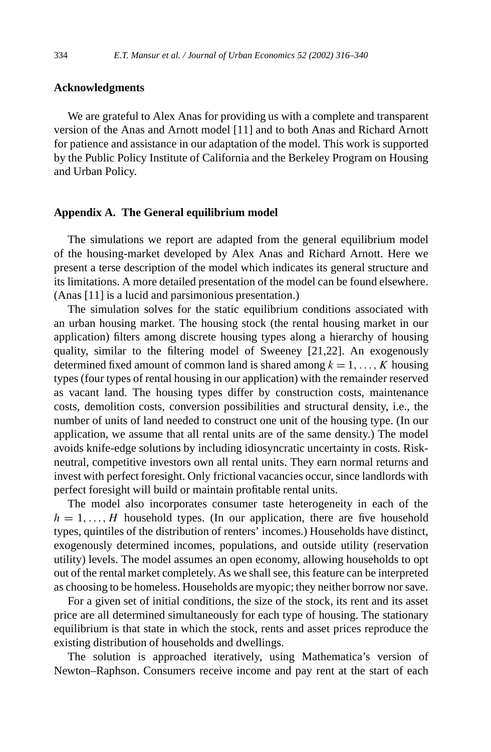## Acknowledgments

We are grateful to Alex Anas for providing us with a complete and transparent version of the Anas and Arnott model [11] and to both Anas and Richard Arnott for patience and assistance in our adaptation of the model. This work is supported by the Public Policy Institute of California and the Berkeley Program on Housing and Urban Policy.

## Appendix A. The General equilibrium model

The simulations we report are adapted from the general equilibrium model of the housing-market developed by Alex Anas and Richard Arnott. Here we present a terse description of the model which indicates its general structure and its limitations. A more detailed presentation of the model can be found elsewhere. (Anas [11] is a lucid and parsimonious presentation.)

The simulation solves for the static equilibrium conditions associated with an urban housing market. The housing stock (the rental housing market in our application) filters among discrete housing types along a hierarchy of housing quality, similar to the filtering model of Sweeney [21,22]. An exogenously determined fixed amount of common land is shared among $k = 1, \ldots, K$ housing types (four types of rental housing in our application) with the remainder reserved as vacant land. The housing types differ by construction costs, maintenance costs, demolition costs, conversion possibilities and structural density, i.e., the number of units of land needed to construct one unit of the housing type. (In our application, we assume that all rental units are of the same density.) The model avoids knife-edge solutions by including idiosyncratic uncertainty in costs. Risk-neutral, competitive investors own all rental units. They earn normal returns and invest with perfect foresight. Only frictional vacancies occur, since landlords with perfect foresight will build or maintain profitable rental units.

The model also incorporates consumer taste heterogeneity in each of the $h = 1, \ldots, H$ household types. (In our application, there are five household types, quintiles of the distribution of renters' incomes.) Households have distinct, exogenously determined incomes, populations, and outside utility (reservation utility) levels. The model assumes an open economy, allowing households to opt out of the rental market completely. As we shall see, this feature can be interpreted as choosing to be homeless. Households are myopic; they neither borrow nor save.

For a given set of initial conditions, the size of the stock, its rent and its asset price are all determined simultaneously for each type of housing. The stationary equilibrium is that state in which the stock, rents and asset prices reproduce the existing distribution of households and dwellings.

The solution is approached iteratively, using Mathematica's version of Newton–Raphson. Consumers receive income and pay rent at the start of each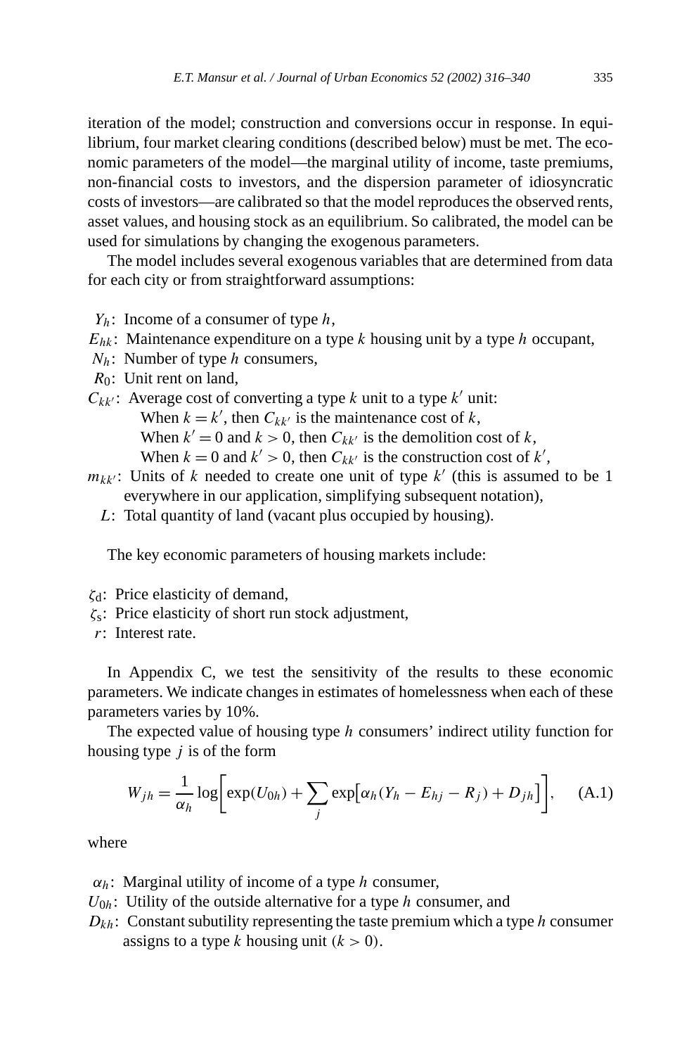iteration of the model; construction and conversions occur in response. In equilibrium, four market clearing conditions (described below) must be met. The economic parameters of the model—the marginal utility of income, taste premiums, non-financial costs to investors, and the dispersion parameter of idiosyncratic costs of investors—are calibrated so that the model reproduces the observed rents, asset values, and housing stock as an equilibrium. So calibrated, the model can be used for simulations by changing the exogenous parameters.

The model includes several exogenous variables that are determined from data for each city or from straightforward assumptions:

- $Y_h$: Income of a consumer of type $h$,
- $E_{hk}$: Maintenance expenditure on a type $k$ housing unit by a type $h$ occupant,
- $N_h$: Number of type $h$ consumers,
- $R_0$: Unit rent on land,
- $C_{kk'}$: Average cost of converting a type $k$ unit to a type $k'$ unit:
  - When $k = k'$, then $C_{kk'}$ is the maintenance cost of $k$,
  - When $k' = 0$ and $k > 0$, then $C_{kk'}$ is the demolition cost of $k$,
  - When $k = 0$ and $k' > 0$, then $C_{kk'}$ is the construction cost of $k'$,
- $m_{kk'}$: Units of $k$ needed to create one unit of type $k'$ (this is assumed to be 1 everywhere in our application, simplifying subsequent notation),
- $L$: Total quantity of land (vacant plus occupied by housing).

The key economic parameters of housing markets include:

- $\zeta_d$: Price elasticity of demand,
- $\zeta_s$: Price elasticity of short run stock adjustment,
- $r$: Interest rate.

In Appendix C, we test the sensitivity of the results to these economic parameters. We indicate changes in estimates of homelessness when each of these parameters varies by 10%.

The expected value of housing type $h$ consumers' indirect utility function for housing type $j$ is of the form

$$W_{jh} = \frac{1}{\alpha_h} \log\left[\exp(U_{0h}) + \sum_j \exp\left[\alpha_h (Y_h - E_{hj} - R_j) + D_{jh}\right]\right], \qquad \text{(A.1)}$$

where

- $\alpha_h$: Marginal utility of income of a type $h$ consumer,
- $U_{0h}$: Utility of the outside alternative for a type $h$ consumer, and
- $D_{kh}$: Constant subutility representing the taste premium which a type $h$ consumer assigns to a type $k$ housing unit $(k > 0)$.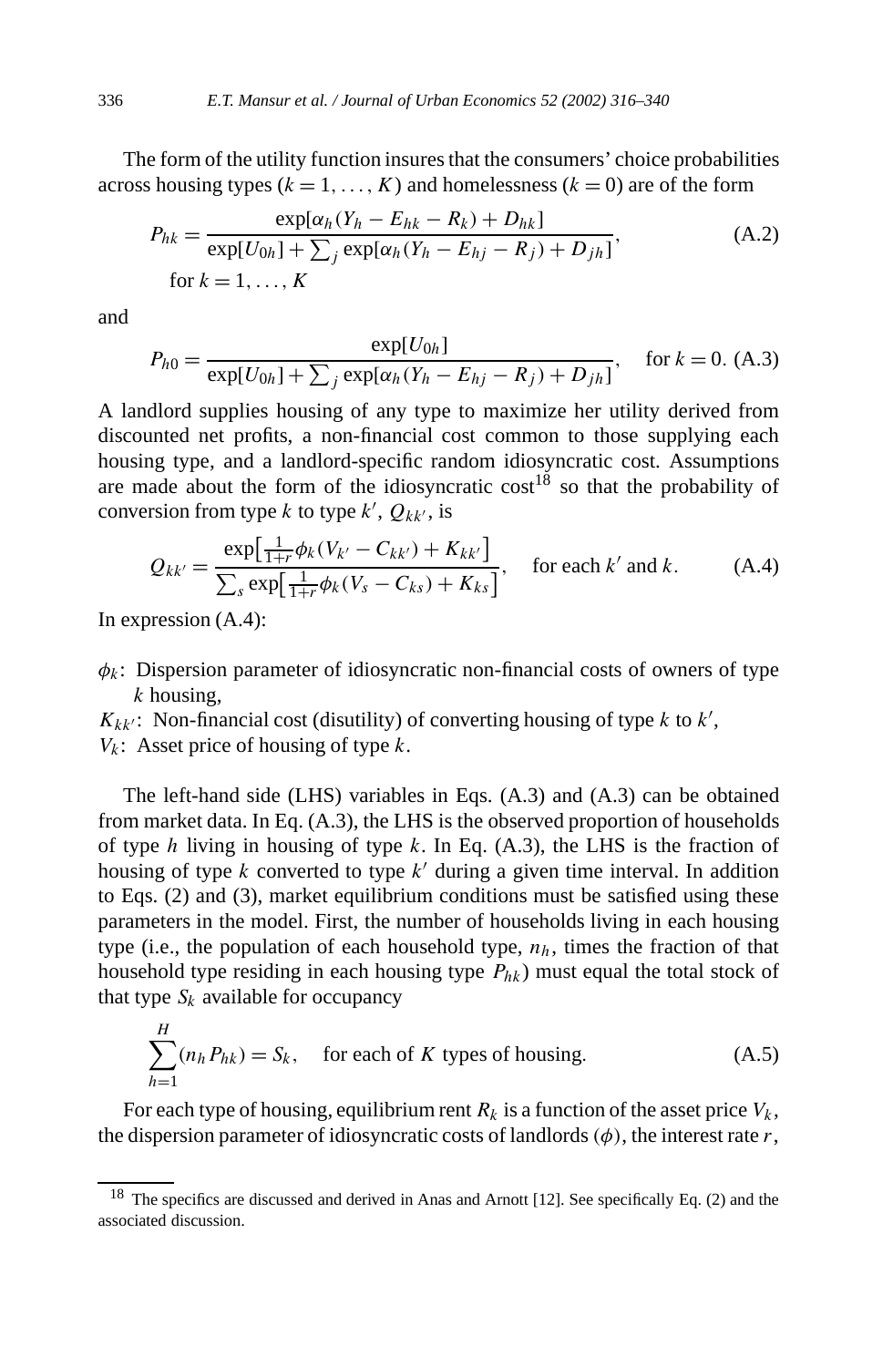The form of the utility function insures that the consumers' choice probabilities across housing types ($k = 1, \ldots, K$) and homelessness ($k = 0$) are of the form

$$P_{hk} = \frac{\exp[\alpha_h(Y_h - E_{hk} - R_k) + D_{hk}]}{\exp[U_{0h}] + \sum_j \exp[\alpha_h(Y_h - E_{hj} - R_j) + D_{jh}]}, \quad \text{for } k = 1, \ldots, K \tag{A.2}$$

and

$$P_{h0} = \frac{\exp[U_{0h}]}{\exp[U_{0h}] + \sum_j \exp[\alpha_h(Y_h - E_{hj} - R_j) + D_{jh}]}, \quad \text{for } k = 0. \tag{A.3}$$

A landlord supplies housing of any type to maximize her utility derived from discounted net profits, a non-financial cost common to those supplying each housing type, and a landlord-specific random idiosyncratic cost. Assumptions are made about the form of the idiosyncratic cost[18] so that the probability of conversion from type $k$ to type $k'$, $Q_{kk'}$, is

$$Q_{kk'} = \frac{\exp\left[\frac{1}{1+r}\phi_k(V_{k'} - C_{kk'}) + K_{kk'}\right]}{\sum_s \exp\left[\frac{1}{1+r}\phi_k(V_s - C_{ks}) + K_{ks}\right]}, \quad \text{for each } k' \text{ and } k. \tag{A.4}$$

In expression (A.4):

- $\phi_k$: Dispersion parameter of idiosyncratic non-financial costs of owners of type $k$ housing,
- $K_{kk'}$: Non-financial cost (disutility) of converting housing of type $k$ to $k'$,
- $V_k$: Asset price of housing of type $k$.

The left-hand side (LHS) variables in Eqs. (A.3) and (A.3) can be obtained from market data. In Eq. (A.3), the LHS is the observed proportion of households of type $h$ living in housing of type $k$. In Eq. (A.3), the LHS is the fraction of housing of type $k$ converted to type $k'$ during a given time interval. In addition to Eqs. (2) and (3), market equilibrium conditions must be satisfied using these parameters in the model. First, the number of households living in each housing type (i.e., the population of each household type, $n_h$, times the fraction of that household type residing in each housing type $P_{hk}$) must equal the total stock of that type $S_k$ available for occupancy

$$\sum_{h=1}^{H} (n_h P_{hk}) = S_k, \quad \text{for each of } K \text{ types of housing.} \tag{A.5}$$

For each type of housing, equilibrium rent $R_k$ is a function of the asset price $V_k$, the dispersion parameter of idiosyncratic costs of landlords ($\phi$), the interest rate $r$,

[18] The specifics are discussed and derived in Anas and Arnott [12]. See specifically Eq. (2) and the associated discussion.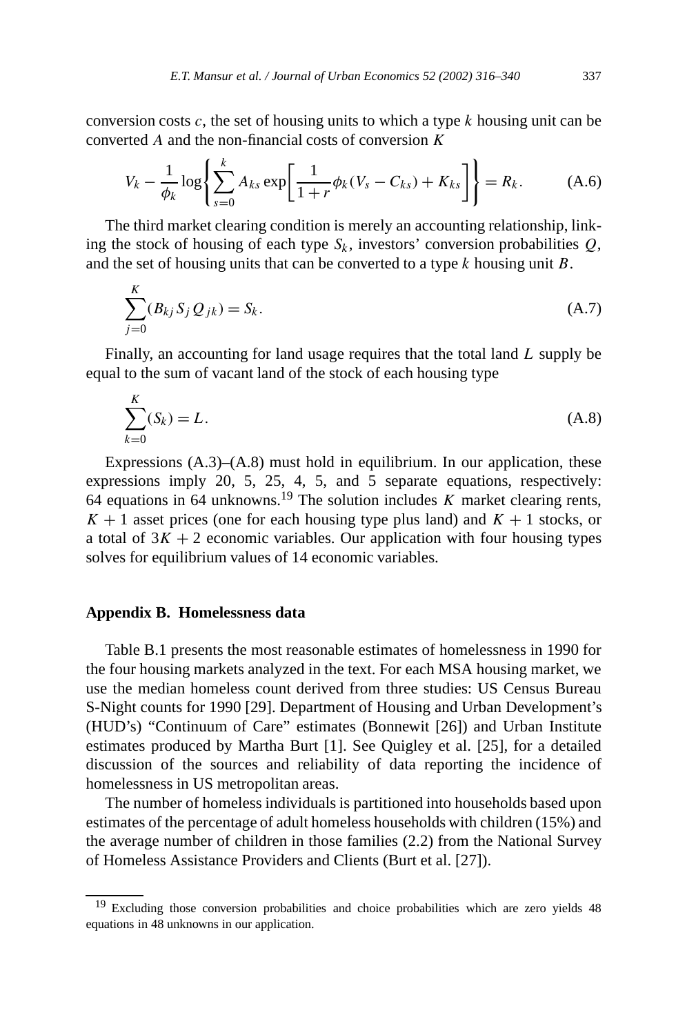conversion costs $c$, the set of housing units to which a type $k$ housing unit can be converted $A$ and the non-financial costs of conversion $K$

$$V_k - \frac{1}{\phi_k} \log\left\{\sum_{s=0}^{k} A_{ks} \exp\left[\frac{1}{1+r}\phi_k(V_s - C_{ks}) + K_{ks}\right]\right\} = R_k. \tag{A.6}$$

The third market clearing condition is merely an accounting relationship, linking the stock of housing of each type $S_k$, investors' conversion probabilities $Q$, and the set of housing units that can be converted to a type $k$ housing unit $B$.

$$\sum_{j=0}^{K} (B_{kj} S_j Q_{jk}) = S_k. \tag{A.7}$$

Finally, an accounting for land usage requires that the total land $L$ supply be equal to the sum of vacant land of the stock of each housing type

$$\sum_{k=0}^{K} (S_k) = L. \tag{A.8}$$

Expressions (A.3)–(A.8) must hold in equilibrium. In our application, these expressions imply 20, 5, 25, 4, 5, and 5 separate equations, respectively: 64 equations in 64 unknowns.[19] The solution includes $K$ market clearing rents, $K + 1$ asset prices (one for each housing type plus land) and $K + 1$ stocks, or a total of $3K + 2$ economic variables. Our application with four housing types solves for equilibrium values of 14 economic variables.

## Appendix B. Homelessness data

Table B.1 presents the most reasonable estimates of homelessness in 1990 for the four housing markets analyzed in the text. For each MSA housing market, we use the median homeless count derived from three studies: US Census Bureau S-Night counts for 1990 [29]. Department of Housing and Urban Development's (HUD's) "Continuum of Care" estimates (Bonnewit [26]) and Urban Institute estimates produced by Martha Burt [1]. See Quigley et al. [25], for a detailed discussion of the sources and reliability of data reporting the incidence of homelessness in US metropolitan areas.

The number of homeless individuals is partitioned into households based upon estimates of the percentage of adult homeless households with children (15%) and the average number of children in those families (2.2) from the National Survey of Homeless Assistance Providers and Clients (Burt et al. [27]).

---

[19] Excluding those conversion probabilities and choice probabilities which are zero yields 48 equations in 48 unknowns in our application.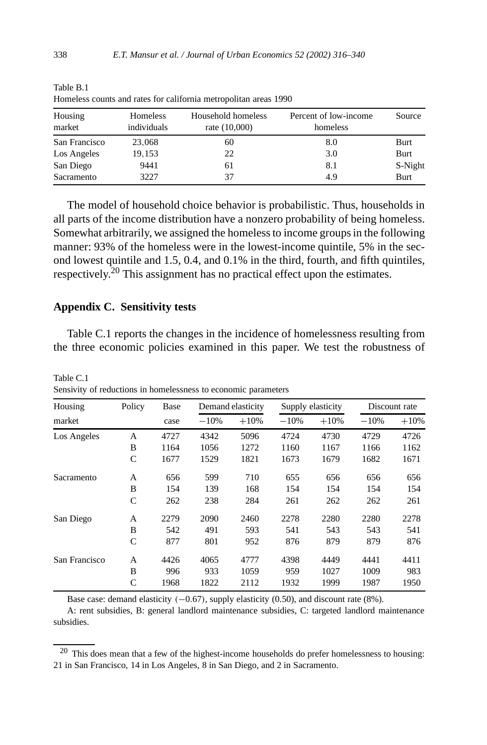Table B.1
Homeless counts and rates for california metropolitan areas 1990

| Housing market | Homeless individuals | Household homeless rate (10,000) | Percent of low-income homeless | Source |
|---|---|---|---|---|
| San Francisco | 23,068 | 60 | 8.0 | Burt |
| Los Angeles | 19,153 | 22 | 3.0 | Burt |
| San Diego | 9441 | 61 | 8.1 | S-Night |
| Sacramento | 3227 | 37 | 4.9 | Burt |

The model of household choice behavior is probabilistic. Thus, households in all parts of the income distribution have a nonzero probability of being homeless. Somewhat arbitrarily, we assigned the homeless to income groups in the following manner: 93% of the homeless were in the lowest-income quintile, 5% in the second lowest quintile and 1.5, 0.4, and 0.1% in the third, fourth, and fifth quintiles, respectively.[20] This assignment has no practical effect upon the estimates.

## Appendix C. Sensitivity tests

Table C.1 reports the changes in the incidence of homelessness resulting from the three economic policies examined in this paper. We test the robustness of

Table C.1
Sensivity of reductions in homelessness to economic parameters

| Housing market | Policy | Base case | Demand elasticity | | Supply elasticity | | Discount rate | |
|---|---|---|---|---|---|---|---|---|
| | | | −10% | +10% | −10% | +10% | −10% | +10% |
| Los Angeles | A | 4727 | 4342 | 5096 | 4724 | 4730 | 4729 | 4726 |
| | B | 1164 | 1056 | 1272 | 1160 | 1167 | 1166 | 1162 |
| | C | 1677 | 1529 | 1821 | 1673 | 1679 | 1682 | 1671 |
| Sacramento | A | 656 | 599 | 710 | 655 | 656 | 656 | 656 |
| | B | 154 | 139 | 168 | 154 | 154 | 154 | 154 |
| | C | 262 | 238 | 284 | 261 | 262 | 262 | 261 |
| San Diego | A | 2279 | 2090 | 2460 | 2278 | 2280 | 2280 | 2278 |
| | B | 542 | 491 | 593 | 541 | 543 | 543 | 541 |
| | C | 877 | 801 | 952 | 876 | 879 | 879 | 876 |
| San Francisco | A | 4426 | 4065 | 4777 | 4398 | 4449 | 4441 | 4411 |
| | B | 996 | 933 | 1059 | 959 | 1027 | 1009 | 983 |
| | C | 1968 | 1822 | 2112 | 1932 | 1999 | 1987 | 1950 |

Base case: demand elasticity (−0.67), supply elasticity (0.50), and discount rate (8%).

A: rent subsidies, B: general landlord maintenance subsidies, C: targeted landlord maintenance subsidies.

[20] This does mean that a few of the highest-income households do prefer homelessness to housing: 21 in San Francisco, 14 in Los Angeles, 8 in San Diego, and 2 in Sacramento.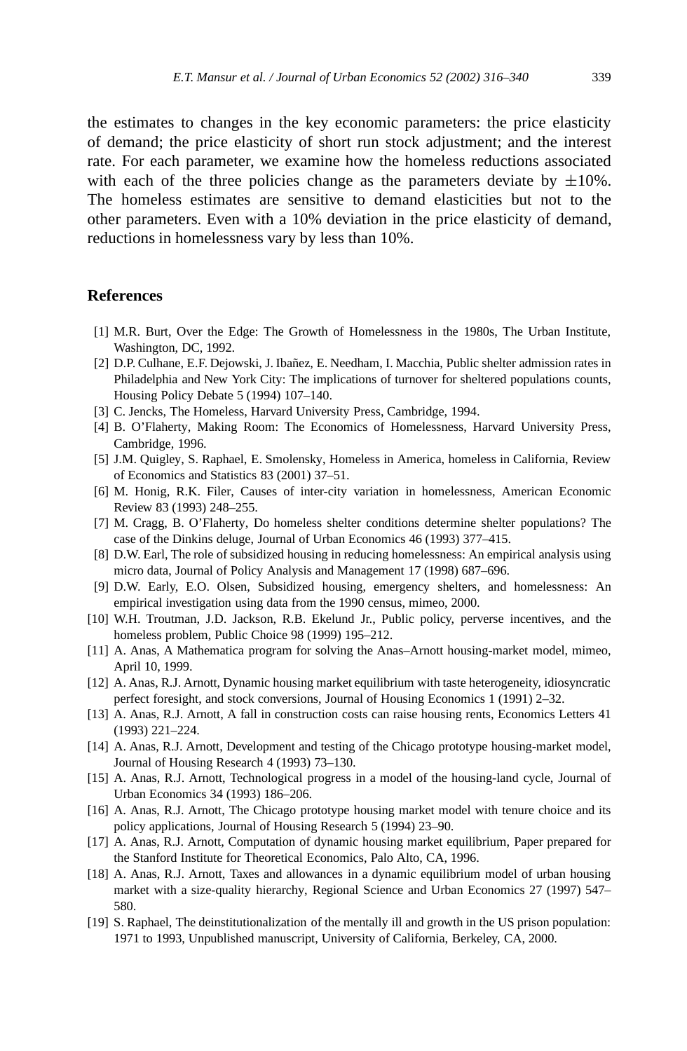the estimates to changes in the key economic parameters: the price elasticity of demand; the price elasticity of short run stock adjustment; and the interest rate. For each parameter, we examine how the homeless reductions associated with each of the three policies change as the parameters deviate by $\pm 10\%$. The homeless estimates are sensitive to demand elasticities but not to the other parameters. Even with a 10% deviation in the price elasticity of demand, reductions in homelessness vary by less than 10%.

## References

[1] M.R. Burt, Over the Edge: The Growth of Homelessness in the 1980s, The Urban Institute, Washington, DC, 1992.

[2] D.P. Culhane, E.F. Dejowski, J. Ibañez, E. Needham, I. Macchia, Public shelter admission rates in Philadelphia and New York City: The implications of turnover for sheltered populations counts, Housing Policy Debate 5 (1994) 107–140.

[3] C. Jencks, The Homeless, Harvard University Press, Cambridge, 1994.

[4] B. O'Flaherty, Making Room: The Economics of Homelessness, Harvard University Press, Cambridge, 1996.

[5] J.M. Quigley, S. Raphael, E. Smolensky, Homeless in America, homeless in California, Review of Economics and Statistics 83 (2001) 37–51.

[6] M. Honig, R.K. Filer, Causes of inter-city variation in homelessness, American Economic Review 83 (1993) 248–255.

[7] M. Cragg, B. O'Flaherty, Do homeless shelter conditions determine shelter populations? The case of the Dinkins deluge, Journal of Urban Economics 46 (1993) 377–415.

[8] D.W. Earl, The role of subsidized housing in reducing homelessness: An empirical analysis using micro data, Journal of Policy Analysis and Management 17 (1998) 687–696.

[9] D.W. Early, E.O. Olsen, Subsidized housing, emergency shelters, and homelessness: An empirical investigation using data from the 1990 census, mimeo, 2000.

[10] W.H. Troutman, J.D. Jackson, R.B. Ekelund Jr., Public policy, perverse incentives, and the homeless problem, Public Choice 98 (1999) 195–212.

[11] A. Anas, A Mathematica program for solving the Anas–Arnott housing-market model, mimeo, April 10, 1999.

[12] A. Anas, R.J. Arnott, Dynamic housing market equilibrium with taste heterogeneity, idiosyncratic perfect foresight, and stock conversions, Journal of Housing Economics 1 (1991) 2–32.

[13] A. Anas, R.J. Arnott, A fall in construction costs can raise housing rents, Economics Letters 41 (1993) 221–224.

[14] A. Anas, R.J. Arnott, Development and testing of the Chicago prototype housing-market model, Journal of Housing Research 4 (1993) 73–130.

[15] A. Anas, R.J. Arnott, Technological progress in a model of the housing-land cycle, Journal of Urban Economics 34 (1993) 186–206.

[16] A. Anas, R.J. Arnott, The Chicago prototype housing market model with tenure choice and its policy applications, Journal of Housing Research 5 (1994) 23–90.

[17] A. Anas, R.J. Arnott, Computation of dynamic housing market equilibrium, Paper prepared for the Stanford Institute for Theoretical Economics, Palo Alto, CA, 1996.

[18] A. Anas, R.J. Arnott, Taxes and allowances in a dynamic equilibrium model of urban housing market with a size-quality hierarchy, Regional Science and Urban Economics 27 (1997) 547–580.

[19] S. Raphael, The deinstitutionalization of the mentally ill and growth in the US prison population: 1971 to 1993, Unpublished manuscript, University of California, Berkeley, CA, 2000.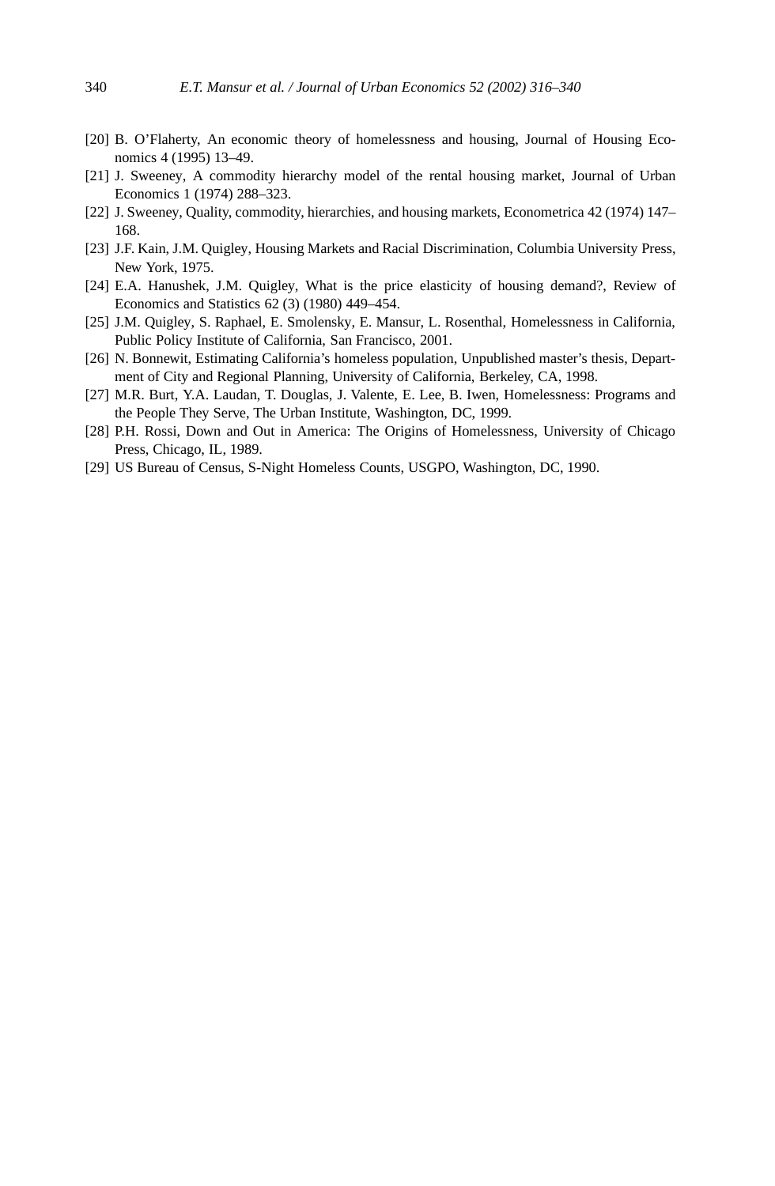[20] B. O'Flaherty, An economic theory of homelessness and housing, Journal of Housing Economics 4 (1995) 13–49.

[21] J. Sweeney, A commodity hierarchy model of the rental housing market, Journal of Urban Economics 1 (1974) 288–323.

[22] J. Sweeney, Quality, commodity, hierarchies, and housing markets, Econometrica 42 (1974) 147–168.

[23] J.F. Kain, J.M. Quigley, Housing Markets and Racial Discrimination, Columbia University Press, New York, 1975.

[24] E.A. Hanushek, J.M. Quigley, What is the price elasticity of housing demand?, Review of Economics and Statistics 62 (3) (1980) 449–454.

[25] J.M. Quigley, S. Raphael, E. Smolensky, E. Mansur, L. Rosenthal, Homelessness in California, Public Policy Institute of California, San Francisco, 2001.

[26] N. Bonnewit, Estimating California's homeless population, Unpublished master's thesis, Department of City and Regional Planning, University of California, Berkeley, CA, 1998.

[27] M.R. Burt, Y.A. Laudan, T. Douglas, J. Valente, E. Lee, B. Iwen, Homelessness: Programs and the People They Serve, The Urban Institute, Washington, DC, 1999.

[28] P.H. Rossi, Down and Out in America: The Origins of Homelessness, University of Chicago Press, Chicago, IL, 1989.

[29] US Bureau of Census, S-Night Homeless Counts, USGPO, Washington, DC, 1990.